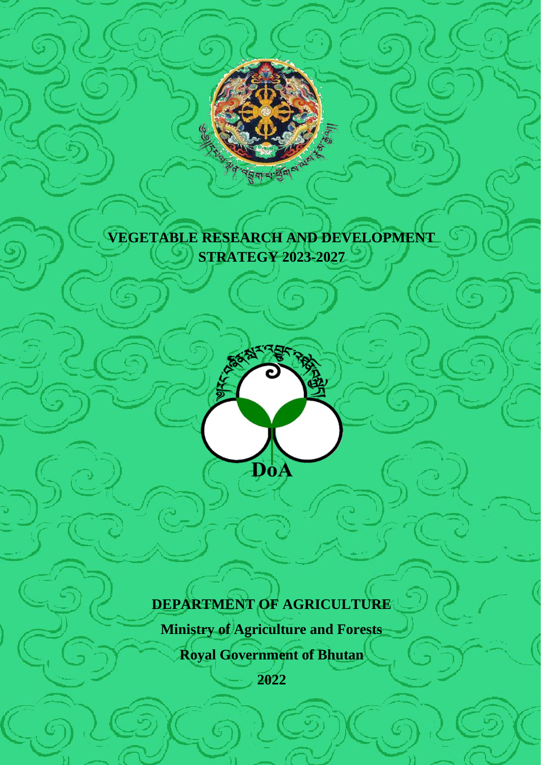# VEGETABLE RESEARCH AND DEVELOPMENT STRATEGY 2023-2027

DoA

**DEPARTMENT OF AGRICULTURE**

**Ministry of Agriculture and Forests**

**Royal Government of Bhutan**

**2022**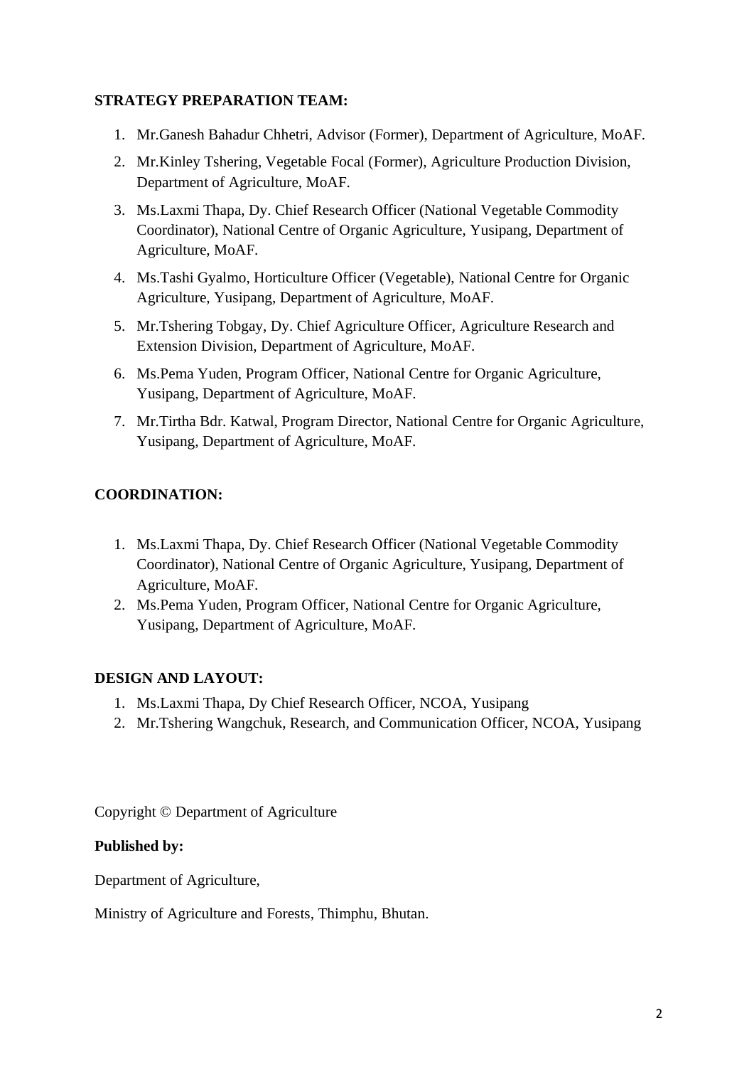**STRATEGY PREPARATION TEAM:**

1. Mr.Ganesh Bahadur Chhetri, Advisor (Former), Department of Agriculture, MoAF.
2. Mr.Kinley Tshering, Vegetable Focal (Former), Agriculture Production Division, Department of Agriculture, MoAF.
3. Ms.Laxmi Thapa, Dy. Chief Research Officer (National Vegetable Commodity Coordinator), National Centre of Organic Agriculture, Yusipang, Department of Agriculture, MoAF.
4. Ms.Tashi Gyalmo, Horticulture Officer (Vegetable), National Centre for Organic Agriculture, Yusipang, Department of Agriculture, MoAF.
5. Mr.Tshering Tobgay, Dy. Chief Agriculture Officer, Agriculture Research and Extension Division, Department of Agriculture, MoAF.
6. Ms.Pema Yuden, Program Officer, National Centre for Organic Agriculture, Yusipang, Department of Agriculture, MoAF.
7. Mr.Tirtha Bdr. Katwal, Program Director, National Centre for Organic Agriculture, Yusipang, Department of Agriculture, MoAF.

**COORDINATION:**

1. Ms.Laxmi Thapa, Dy. Chief Research Officer (National Vegetable Commodity Coordinator), National Centre of Organic Agriculture, Yusipang, Department of Agriculture, MoAF.
2. Ms.Pema Yuden, Program Officer, National Centre for Organic Agriculture, Yusipang, Department of Agriculture, MoAF.

**DESIGN AND LAYOUT:**

1. Ms.Laxmi Thapa, Dy Chief Research Officer, NCOA, Yusipang
2. Mr.Tshering Wangchuk, Research, and Communication Officer, NCOA, Yusipang

Copyright © Department of Agriculture

**Published by:**

Department of Agriculture,

Ministry of Agriculture and Forests, Thimphu, Bhutan.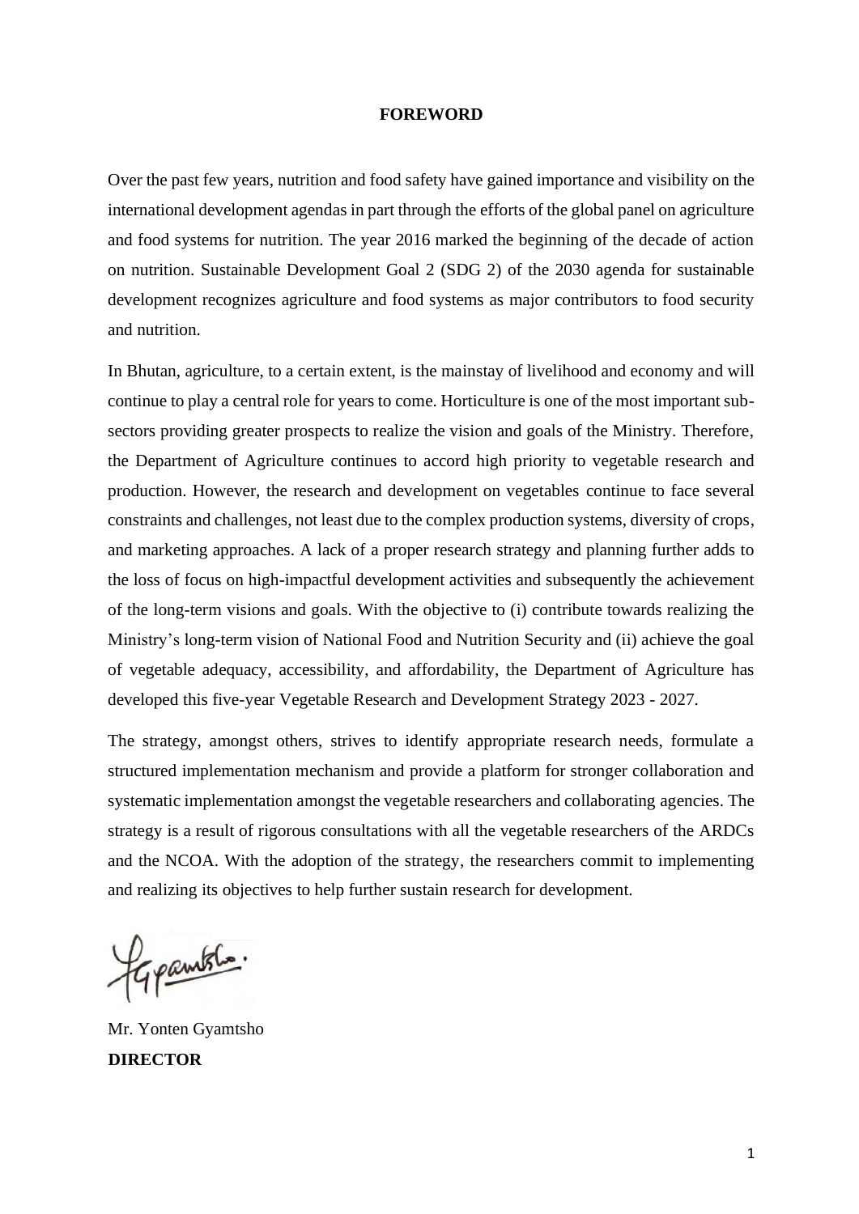# FOREWORD

Over the past few years, nutrition and food safety have gained importance and visibility on the international development agendas in part through the efforts of the global panel on agriculture and food systems for nutrition. The year 2016 marked the beginning of the decade of action on nutrition. Sustainable Development Goal 2 (SDG 2) of the 2030 agenda for sustainable development recognizes agriculture and food systems as major contributors to food security and nutrition.

In Bhutan, agriculture, to a certain extent, is the mainstay of livelihood and economy and will continue to play a central role for years to come. Horticulture is one of the most important sub-sectors providing greater prospects to realize the vision and goals of the Ministry. Therefore, the Department of Agriculture continues to accord high priority to vegetable research and production. However, the research and development on vegetables continue to face several constraints and challenges, not least due to the complex production systems, diversity of crops, and marketing approaches. A lack of a proper research strategy and planning further adds to the loss of focus on high-impactful development activities and subsequently the achievement of the long-term visions and goals. With the objective to (i) contribute towards realizing the Ministry's long-term vision of National Food and Nutrition Security and (ii) achieve the goal of vegetable adequacy, accessibility, and affordability, the Department of Agriculture has developed this five-year Vegetable Research and Development Strategy 2023 - 2027.

The strategy, amongst others, strives to identify appropriate research needs, formulate a structured implementation mechanism and provide a platform for stronger collaboration and systematic implementation amongst the vegetable researchers and collaborating agencies. The strategy is a result of rigorous consultations with all the vegetable researchers of the ARDCs and the NCOA. With the adoption of the strategy, the researchers commit to implementing and realizing its objectives to help further sustain research for development.

Mr. Yonten Gyamtsho

**DIRECTOR**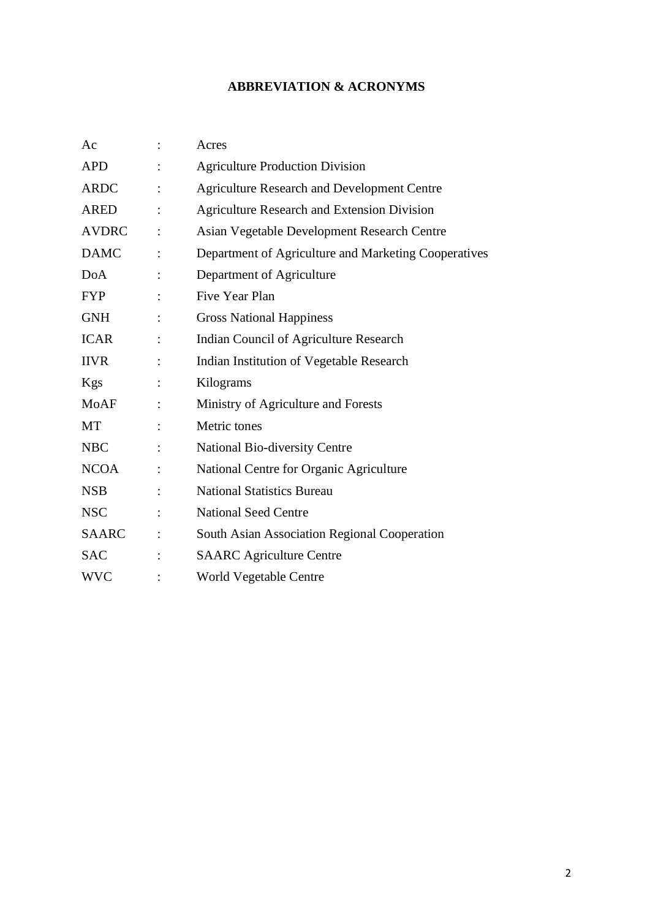# ABBREVIATION & ACRONYMS

| | | |
|---|---|---|
| Ac | : | Acres |
| APD | : | Agriculture Production Division |
| ARDC | : | Agriculture Research and Development Centre |
| ARED | : | Agriculture Research and Extension Division |
| AVDRC | : | Asian Vegetable Development Research Centre |
| DAMC | : | Department of Agriculture and Marketing Cooperatives |
| DoA | : | Department of Agriculture |
| FYP | : | Five Year Plan |
| GNH | : | Gross National Happiness |
| ICAR | : | Indian Council of Agriculture Research |
| IIVR | : | Indian Institution of Vegetable Research |
| Kgs | : | Kilograms |
| MoAF | : | Ministry of Agriculture and Forests |
| MT | : | Metric tones |
| NBC | : | National Bio-diversity Centre |
| NCOA | : | National Centre for Organic Agriculture |
| NSB | : | National Statistics Bureau |
| NSC | : | National Seed Centre |
| SAARC | : | South Asian Association Regional Cooperation |
| SAC | : | SAARC Agriculture Centre |
| WVC | : | World Vegetable Centre |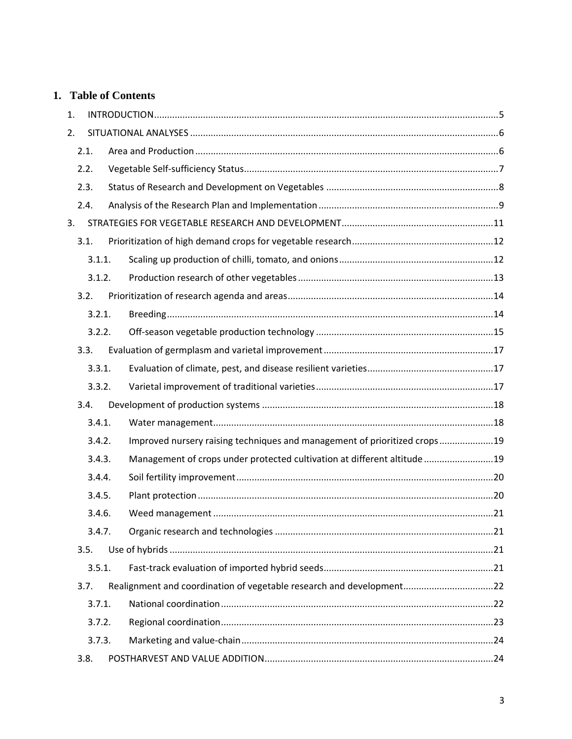# 1. Table of Contents

1. INTRODUCTION ..... 5
2. SITUATIONAL ANALYSES ..... 6
   - 2.1. Area and Production ..... 6
   - 2.2. Vegetable Self-sufficiency Status ..... 7
   - 2.3. Status of Research and Development on Vegetables ..... 8
   - 2.4. Analysis of the Research Plan and Implementation ..... 9
3. STRATEGIES FOR VEGETABLE RESEARCH AND DEVELOPMENT ..... 11
   - 3.1. Prioritization of high demand crops for vegetable research ..... 12
     - 3.1.1. Scaling up production of chilli, tomato, and onions ..... 12
     - 3.1.2. Production research of other vegetables ..... 13
   - 3.2. Prioritization of research agenda and areas ..... 14
     - 3.2.1. Breeding ..... 14
     - 3.2.2. Off-season vegetable production technology ..... 15
   - 3.3. Evaluation of germplasm and varietal improvement ..... 17
     - 3.3.1. Evaluation of climate, pest, and disease resilient varieties ..... 17
     - 3.3.2. Varietal improvement of traditional varieties ..... 17
   - 3.4. Development of production systems ..... 18
     - 3.4.1. Water management ..... 18
     - 3.4.2. Improved nursery raising techniques and management of prioritized crops ..... 19
     - 3.4.3. Management of crops under protected cultivation at different altitude ..... 19
     - 3.4.4. Soil fertility improvement ..... 20
     - 3.4.5. Plant protection ..... 20
     - 3.4.6. Weed management ..... 21
     - 3.4.7. Organic research and technologies ..... 21
   - 3.5. Use of hybrids ..... 21
     - 3.5.1. Fast-track evaluation of imported hybrid seeds ..... 21
   - 3.7. Realignment and coordination of vegetable research and development ..... 22
     - 3.7.1. National coordination ..... 22
     - 3.7.2. Regional coordination ..... 23
     - 3.7.3. Marketing and value-chain ..... 24
   - 3.8. POSTHARVEST AND VALUE ADDITION ..... 24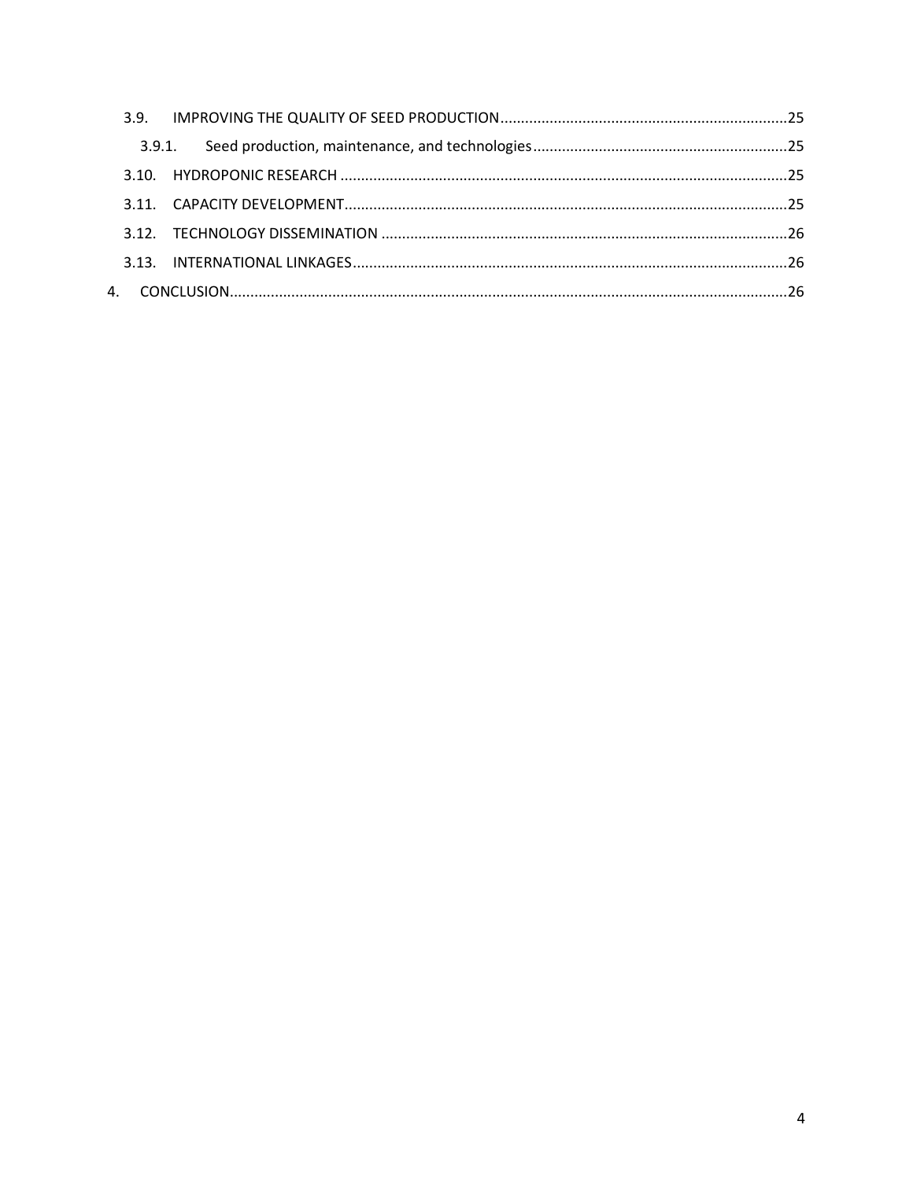3.9. IMPROVING THE QUALITY OF SEED PRODUCTION......25

3.9.1. Seed production, maintenance, and technologies......25

3.10. HYDROPONIC RESEARCH......25

3.11. CAPACITY DEVELOPMENT......25

3.12. TECHNOLOGY DISSEMINATION......26

3.13. INTERNATIONAL LINKAGES......26

4. CONCLUSION......26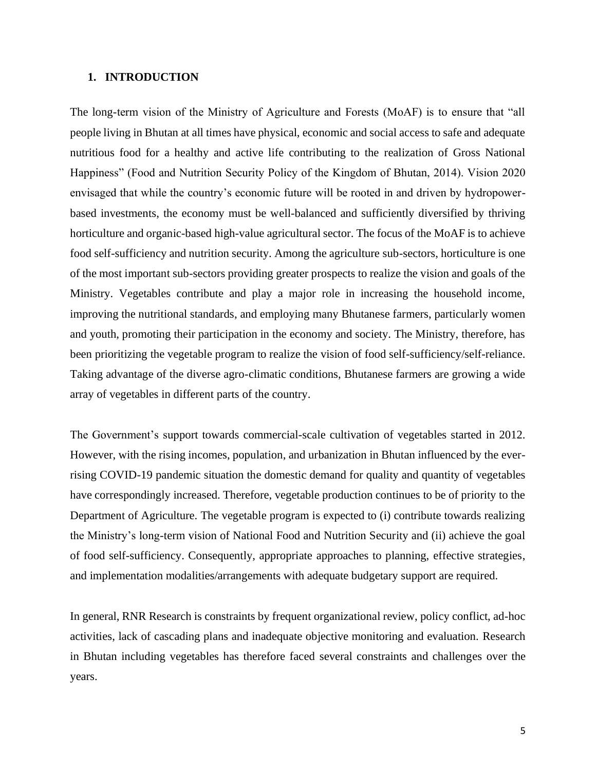# 1. INTRODUCTION

The long-term vision of the Ministry of Agriculture and Forests (MoAF) is to ensure that "all people living in Bhutan at all times have physical, economic and social access to safe and adequate nutritious food for a healthy and active life contributing to the realization of Gross National Happiness" (Food and Nutrition Security Policy of the Kingdom of Bhutan, 2014). Vision 2020 envisaged that while the country's economic future will be rooted in and driven by hydropower-based investments, the economy must be well-balanced and sufficiently diversified by thriving horticulture and organic-based high-value agricultural sector. The focus of the MoAF is to achieve food self-sufficiency and nutrition security. Among the agriculture sub-sectors, horticulture is one of the most important sub-sectors providing greater prospects to realize the vision and goals of the Ministry. Vegetables contribute and play a major role in increasing the household income, improving the nutritional standards, and employing many Bhutanese farmers, particularly women and youth, promoting their participation in the economy and society. The Ministry, therefore, has been prioritizing the vegetable program to realize the vision of food self-sufficiency/self-reliance. Taking advantage of the diverse agro-climatic conditions, Bhutanese farmers are growing a wide array of vegetables in different parts of the country.

The Government's support towards commercial-scale cultivation of vegetables started in 2012. However, with the rising incomes, population, and urbanization in Bhutan influenced by the ever-rising COVID-19 pandemic situation the domestic demand for quality and quantity of vegetables have correspondingly increased. Therefore, vegetable production continues to be of priority to the Department of Agriculture. The vegetable program is expected to (i) contribute towards realizing the Ministry's long-term vision of National Food and Nutrition Security and (ii) achieve the goal of food self-sufficiency. Consequently, appropriate approaches to planning, effective strategies, and implementation modalities/arrangements with adequate budgetary support are required.

In general, RNR Research is constraints by frequent organizational review, policy conflict, ad-hoc activities, lack of cascading plans and inadequate objective monitoring and evaluation. Research in Bhutan including vegetables has therefore faced several constraints and challenges over the years.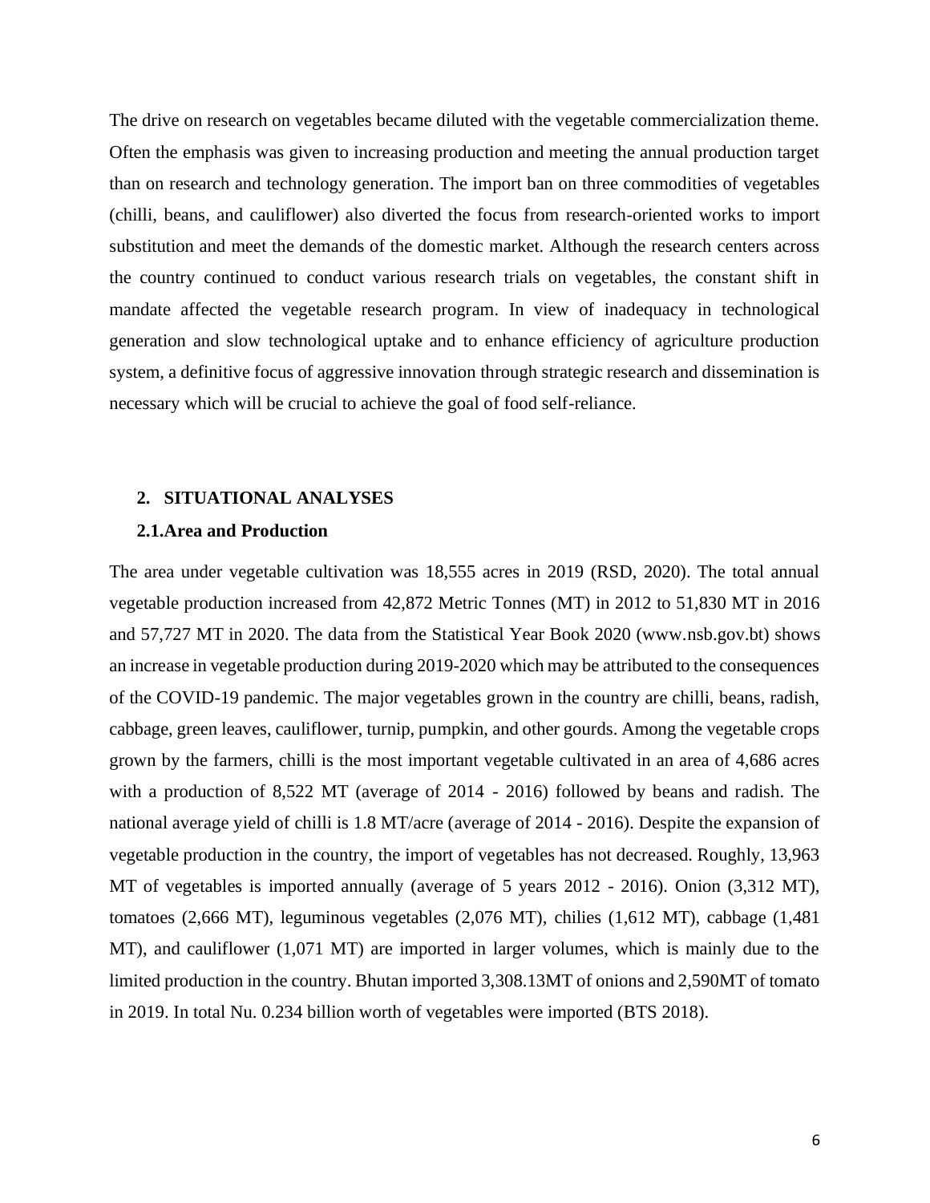The drive on research on vegetables became diluted with the vegetable commercialization theme. Often the emphasis was given to increasing production and meeting the annual production target than on research and technology generation. The import ban on three commodities of vegetables (chilli, beans, and cauliflower) also diverted the focus from research-oriented works to import substitution and meet the demands of the domestic market. Although the research centers across the country continued to conduct various research trials on vegetables, the constant shift in mandate affected the vegetable research program. In view of inadequacy in technological generation and slow technological uptake and to enhance efficiency of agriculture production system, a definitive focus of aggressive innovation through strategic research and dissemination is necessary which will be crucial to achieve the goal of food self-reliance.

## 2. SITUATIONAL ANALYSES

### 2.1. Area and Production

The area under vegetable cultivation was 18,555 acres in 2019 (RSD, 2020). The total annual vegetable production increased from 42,872 Metric Tonnes (MT) in 2012 to 51,830 MT in 2016 and 57,727 MT in 2020. The data from the Statistical Year Book 2020 (www.nsb.gov.bt) shows an increase in vegetable production during 2019-2020 which may be attributed to the consequences of the COVID-19 pandemic. The major vegetables grown in the country are chilli, beans, radish, cabbage, green leaves, cauliflower, turnip, pumpkin, and other gourds. Among the vegetable crops grown by the farmers, chilli is the most important vegetable cultivated in an area of 4,686 acres with a production of 8,522 MT (average of 2014 - 2016) followed by beans and radish. The national average yield of chilli is 1.8 MT/acre (average of 2014 - 2016). Despite the expansion of vegetable production in the country, the import of vegetables has not decreased. Roughly, 13,963 MT of vegetables is imported annually (average of 5 years 2012 - 2016). Onion (3,312 MT), tomatoes (2,666 MT), leguminous vegetables (2,076 MT), chilies (1,612 MT), cabbage (1,481 MT), and cauliflower (1,071 MT) are imported in larger volumes, which is mainly due to the limited production in the country. Bhutan imported 3,308.13MT of onions and 2,590MT of tomato in 2019. In total Nu. 0.234 billion worth of vegetables were imported (BTS 2018).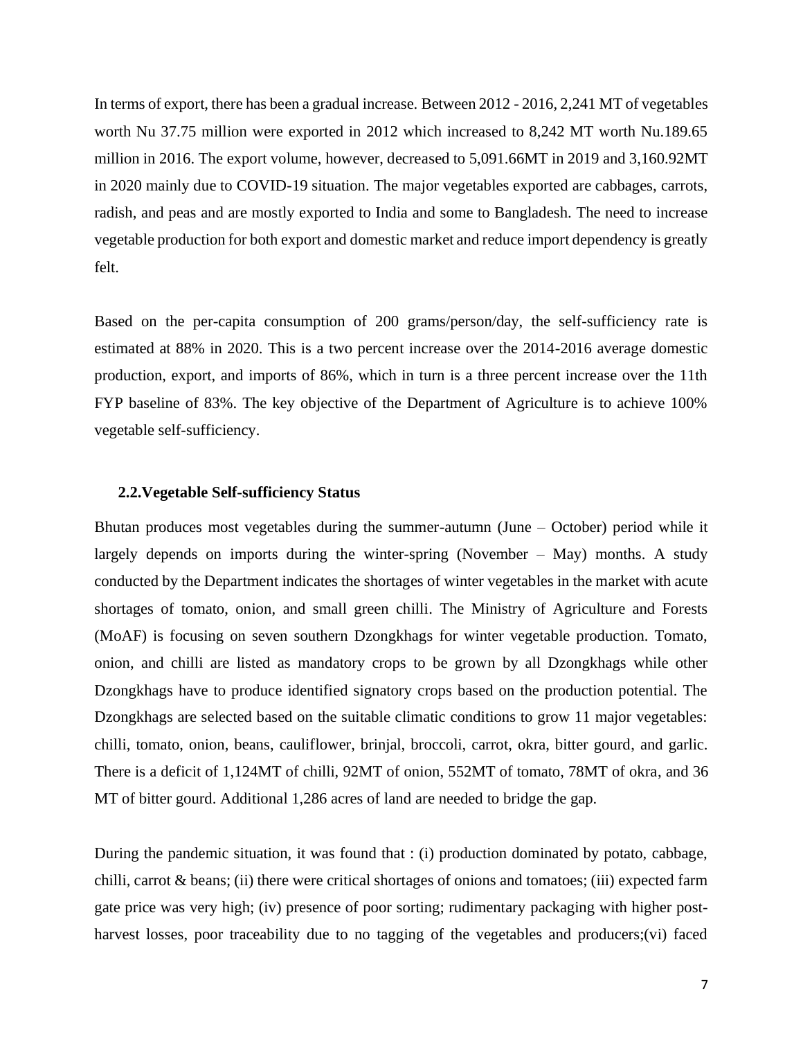In terms of export, there has been a gradual increase. Between 2012 - 2016, 2,241 MT of vegetables worth Nu 37.75 million were exported in 2012 which increased to 8,242 MT worth Nu.189.65 million in 2016. The export volume, however, decreased to 5,091.66MT in 2019 and 3,160.92MT in 2020 mainly due to COVID-19 situation. The major vegetables exported are cabbages, carrots, radish, and peas and are mostly exported to India and some to Bangladesh. The need to increase vegetable production for both export and domestic market and reduce import dependency is greatly felt.

Based on the per-capita consumption of 200 grams/person/day, the self-sufficiency rate is estimated at 88% in 2020. This is a two percent increase over the 2014-2016 average domestic production, export, and imports of 86%, which in turn is a three percent increase over the 11th FYP baseline of 83%. The key objective of the Department of Agriculture is to achieve 100% vegetable self-sufficiency.

## 2.2. Vegetable Self-sufficiency Status

Bhutan produces most vegetables during the summer-autumn (June – October) period while it largely depends on imports during the winter-spring (November – May) months. A study conducted by the Department indicates the shortages of winter vegetables in the market with acute shortages of tomato, onion, and small green chilli. The Ministry of Agriculture and Forests (MoAF) is focusing on seven southern Dzongkhags for winter vegetable production. Tomato, onion, and chilli are listed as mandatory crops to be grown by all Dzongkhags while other Dzongkhags have to produce identified signatory crops based on the production potential. The Dzongkhags are selected based on the suitable climatic conditions to grow 11 major vegetables: chilli, tomato, onion, beans, cauliflower, brinjal, broccoli, carrot, okra, bitter gourd, and garlic. There is a deficit of 1,124MT of chilli, 92MT of onion, 552MT of tomato, 78MT of okra, and 36 MT of bitter gourd. Additional 1,286 acres of land are needed to bridge the gap.

During the pandemic situation, it was found that : (i) production dominated by potato, cabbage, chilli, carrot & beans; (ii) there were critical shortages of onions and tomatoes; (iii) expected farm gate price was very high; (iv) presence of poor sorting; rudimentary packaging with higher post-harvest losses, poor traceability due to no tagging of the vegetables and producers;(vi) faced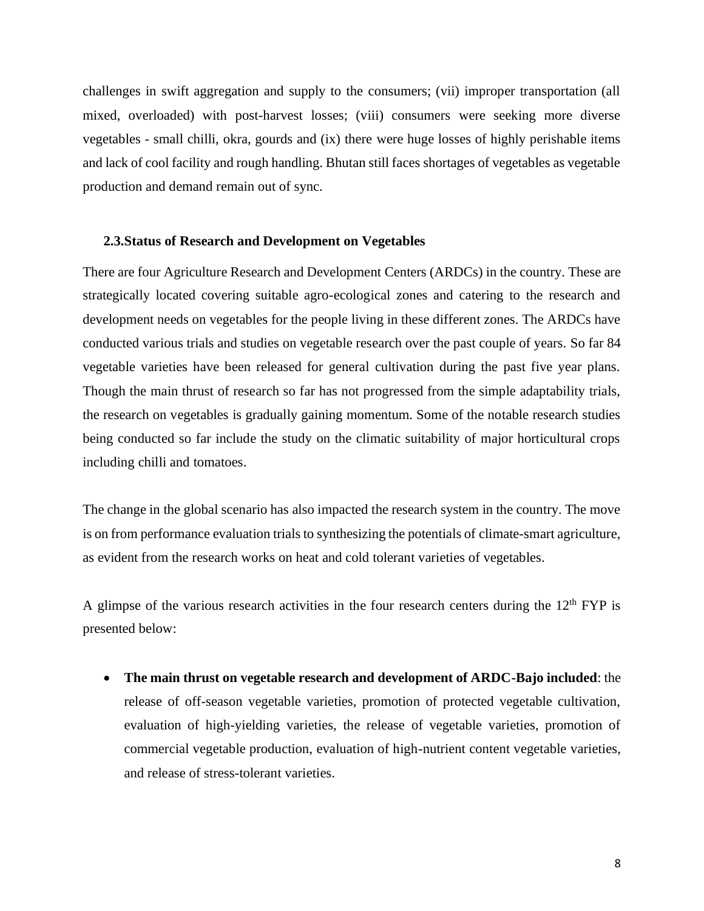challenges in swift aggregation and supply to the consumers; (vii) improper transportation (all mixed, overloaded) with post-harvest losses; (viii) consumers were seeking more diverse vegetables - small chilli, okra, gourds and (ix) there were huge losses of highly perishable items and lack of cool facility and rough handling. Bhutan still faces shortages of vegetables as vegetable production and demand remain out of sync.

## 2.3. Status of Research and Development on Vegetables

There are four Agriculture Research and Development Centers (ARDCs) in the country. These are strategically located covering suitable agro-ecological zones and catering to the research and development needs on vegetables for the people living in these different zones. The ARDCs have conducted various trials and studies on vegetable research over the past couple of years. So far 84 vegetable varieties have been released for general cultivation during the past five year plans. Though the main thrust of research so far has not progressed from the simple adaptability trials, the research on vegetables is gradually gaining momentum. Some of the notable research studies being conducted so far include the study on the climatic suitability of major horticultural crops including chilli and tomatoes.

The change in the global scenario has also impacted the research system in the country. The move is on from performance evaluation trials to synthesizing the potentials of climate-smart agriculture, as evident from the research works on heat and cold tolerant varieties of vegetables.

A glimpse of the various research activities in the four research centers during the 12th FYP is presented below:

- **The main thrust on vegetable research and development of ARDC-Bajo included**: the release of off-season vegetable varieties, promotion of protected vegetable cultivation, evaluation of high-yielding varieties, the release of vegetable varieties, promotion of commercial vegetable production, evaluation of high-nutrient content vegetable varieties, and release of stress-tolerant varieties.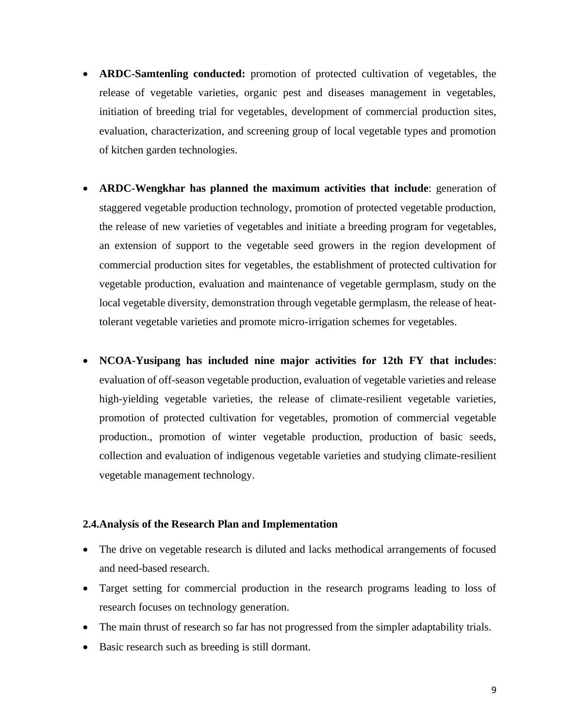- **ARDC-Samtenling conducted:** promotion of protected cultivation of vegetables, the release of vegetable varieties, organic pest and diseases management in vegetables, initiation of breeding trial for vegetables, development of commercial production sites, evaluation, characterization, and screening group of local vegetable types and promotion of kitchen garden technologies.

- **ARDC-Wengkhar has planned the maximum activities that include**: generation of staggered vegetable production technology, promotion of protected vegetable production, the release of new varieties of vegetables and initiate a breeding program for vegetables, an extension of support to the vegetable seed growers in the region development of commercial production sites for vegetables, the establishment of protected cultivation for vegetable production, evaluation and maintenance of vegetable germplasm, study on the local vegetable diversity, demonstration through vegetable germplasm, the release of heat-tolerant vegetable varieties and promote micro-irrigation schemes for vegetables.

- **NCOA-Yusipang has included nine major activities for 12th FY that includes**: evaluation of off-season vegetable production, evaluation of vegetable varieties and release high-yielding vegetable varieties, the release of climate-resilient vegetable varieties, promotion of protected cultivation for vegetables, promotion of commercial vegetable production., promotion of winter vegetable production, production of basic seeds, collection and evaluation of indigenous vegetable varieties and studying climate-resilient vegetable management technology.

### 2.4. Analysis of the Research Plan and Implementation

- The drive on vegetable research is diluted and lacks methodical arrangements of focused and need-based research.
- Target setting for commercial production in the research programs leading to loss of research focuses on technology generation.
- The main thrust of research so far has not progressed from the simpler adaptability trials.
- Basic research such as breeding is still dormant.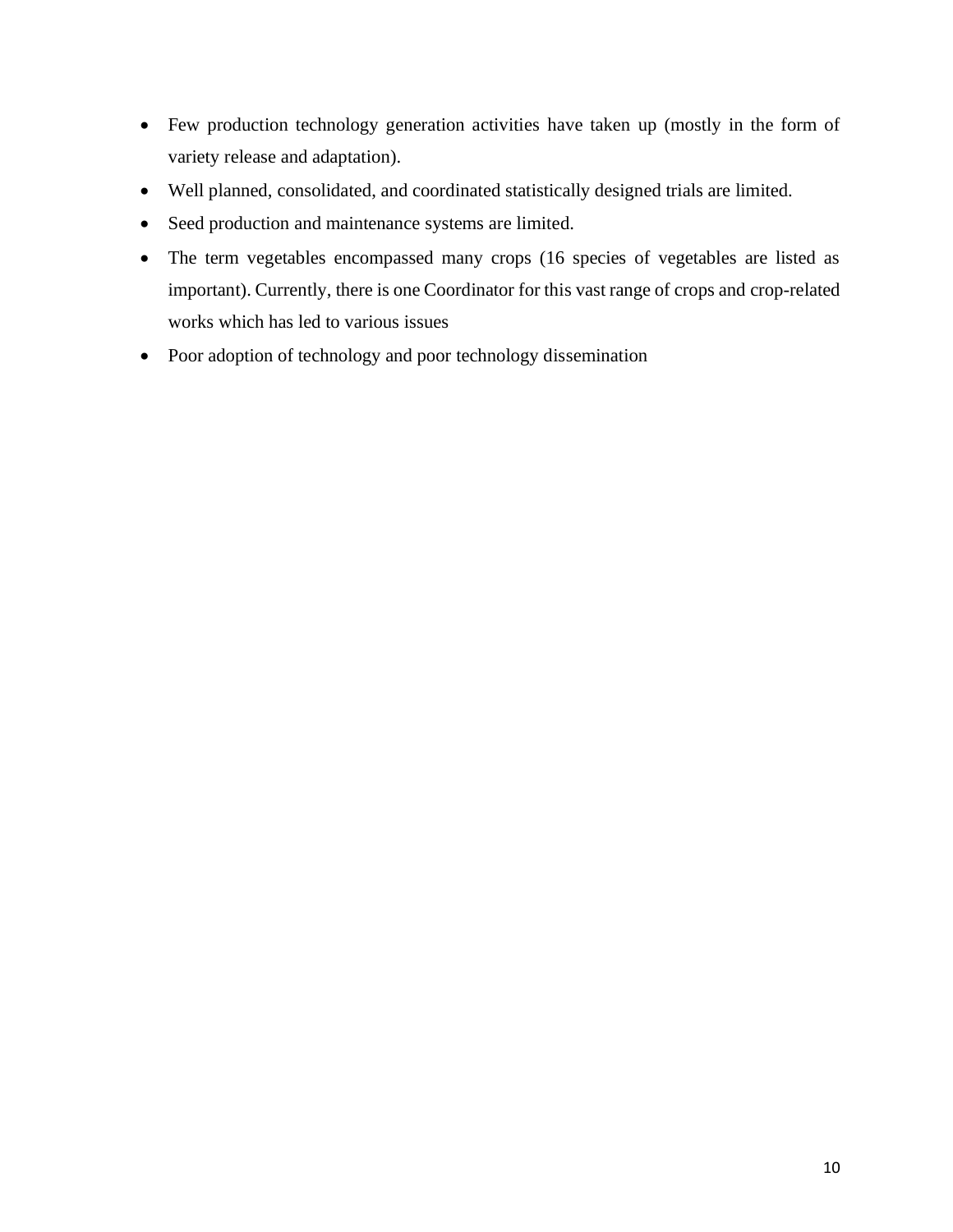- Few production technology generation activities have taken up (mostly in the form of variety release and adaptation).
- Well planned, consolidated, and coordinated statistically designed trials are limited.
- Seed production and maintenance systems are limited.
- The term vegetables encompassed many crops (16 species of vegetables are listed as important). Currently, there is one Coordinator for this vast range of crops and crop-related works which has led to various issues
- Poor adoption of technology and poor technology dissemination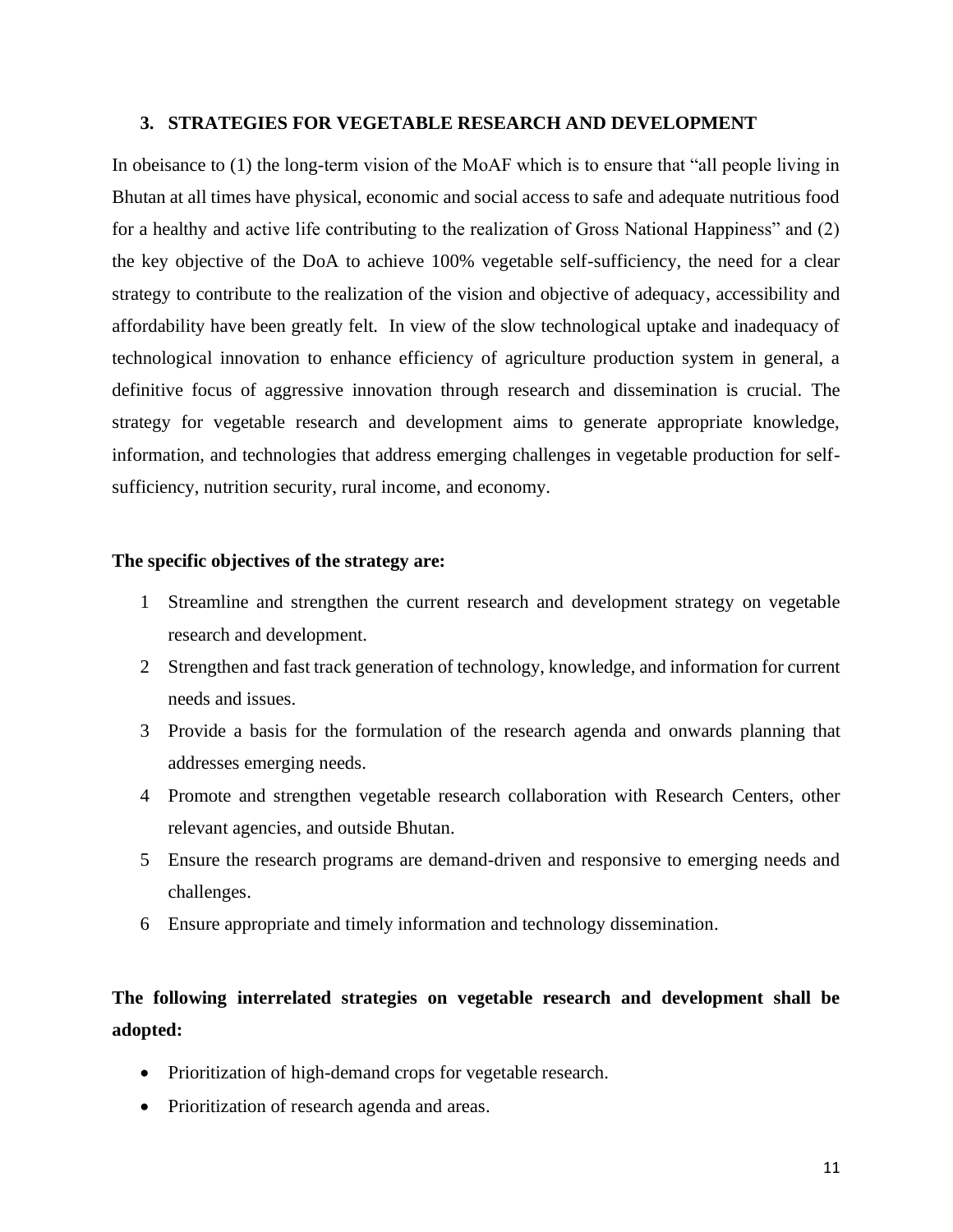## 3. STRATEGIES FOR VEGETABLE RESEARCH AND DEVELOPMENT

In obeisance to (1) the long-term vision of the MoAF which is to ensure that "all people living in Bhutan at all times have physical, economic and social access to safe and adequate nutritious food for a healthy and active life contributing to the realization of Gross National Happiness" and (2) the key objective of the DoA to achieve 100% vegetable self-sufficiency, the need for a clear strategy to contribute to the realization of the vision and objective of adequacy, accessibility and affordability have been greatly felt. In view of the slow technological uptake and inadequacy of technological innovation to enhance efficiency of agriculture production system in general, a definitive focus of aggressive innovation through research and dissemination is crucial. The strategy for vegetable research and development aims to generate appropriate knowledge, information, and technologies that address emerging challenges in vegetable production for self-sufficiency, nutrition security, rural income, and economy.

**The specific objectives of the strategy are:**

1. Streamline and strengthen the current research and development strategy on vegetable research and development.
2. Strengthen and fast track generation of technology, knowledge, and information for current needs and issues.
3. Provide a basis for the formulation of the research agenda and onwards planning that addresses emerging needs.
4. Promote and strengthen vegetable research collaboration with Research Centers, other relevant agencies, and outside Bhutan.
5. Ensure the research programs are demand-driven and responsive to emerging needs and challenges.
6. Ensure appropriate and timely information and technology dissemination.

**The following interrelated strategies on vegetable research and development shall be adopted:**

- Prioritization of high-demand crops for vegetable research.
- Prioritization of research agenda and areas.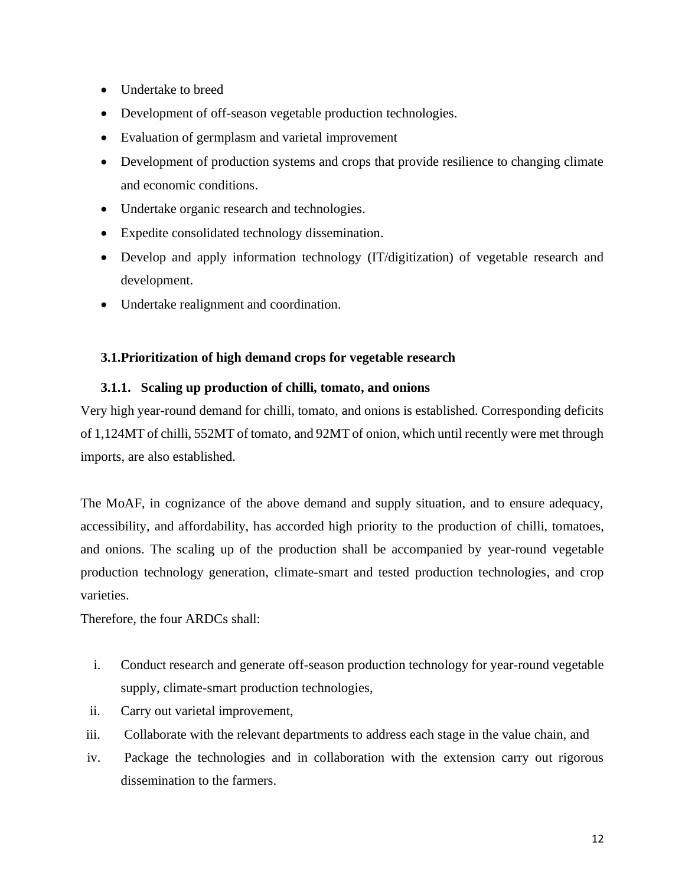- Undertake to breed
- Development of off-season vegetable production technologies.
- Evaluation of germplasm and varietal improvement
- Development of production systems and crops that provide resilience to changing climate and economic conditions.
- Undertake organic research and technologies.
- Expedite consolidated technology dissemination.
- Develop and apply information technology (IT/digitization) of vegetable research and development.
- Undertake realignment and coordination.

## 3.1.Prioritization of high demand crops for vegetable research

### 3.1.1. Scaling up production of chilli, tomato, and onions

Very high year-round demand for chilli, tomato, and onions is established. Corresponding deficits of 1,124MT of chilli, 552MT of tomato, and 92MT of onion, which until recently were met through imports, are also established.

The MoAF, in cognizance of the above demand and supply situation, and to ensure adequacy, accessibility, and affordability, has accorded high priority to the production of chilli, tomatoes, and onions. The scaling up of the production shall be accompanied by year-round vegetable production technology generation, climate-smart and tested production technologies, and crop varieties.

Therefore, the four ARDCs shall:

i. Conduct research and generate off-season production technology for year-round vegetable supply, climate-smart production technologies,
ii. Carry out varietal improvement,
iii. Collaborate with the relevant departments to address each stage in the value chain, and
iv. Package the technologies and in collaboration with the extension carry out rigorous dissemination to the farmers.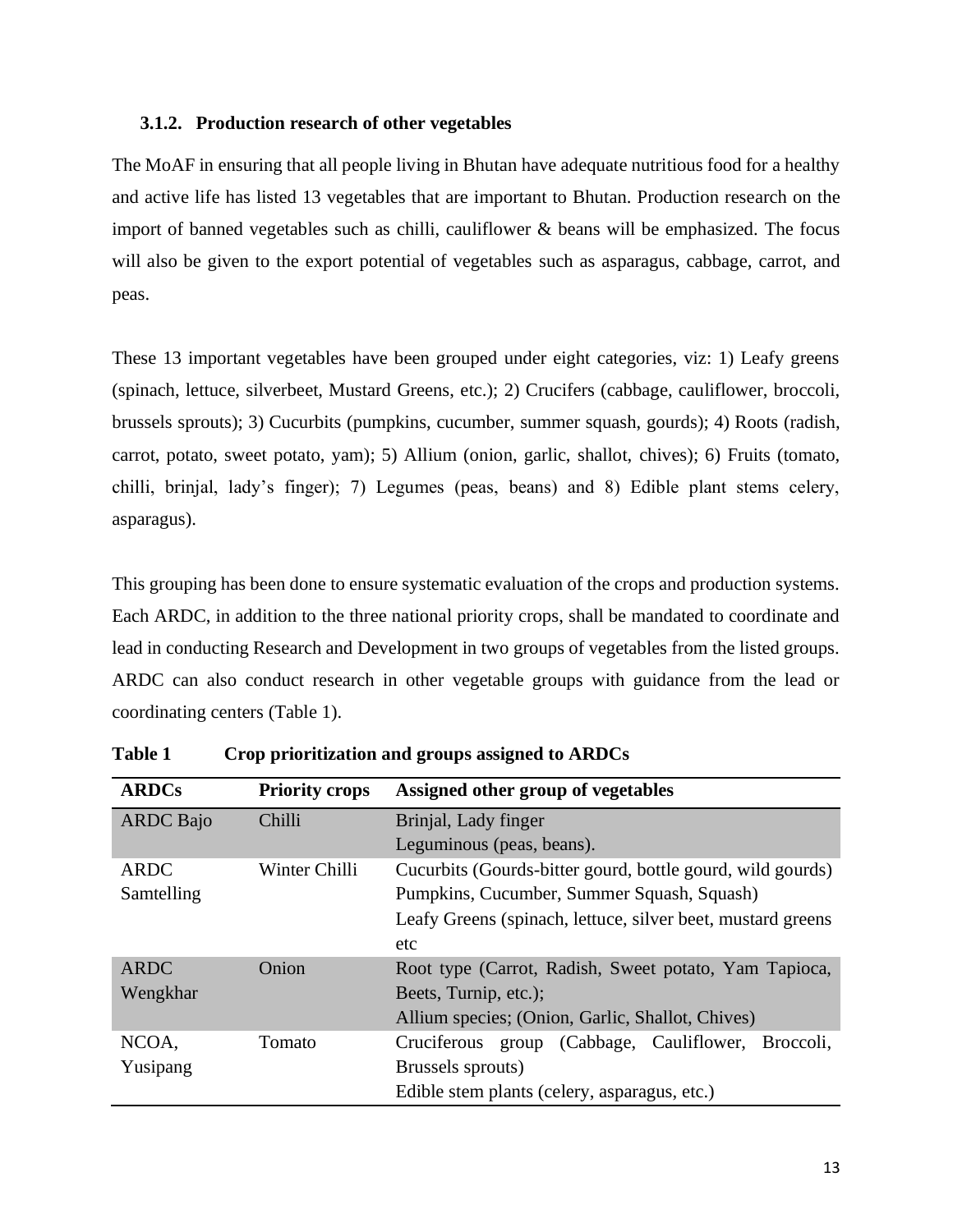### 3.1.2. Production research of other vegetables

The MoAF in ensuring that all people living in Bhutan have adequate nutritious food for a healthy and active life has listed 13 vegetables that are important to Bhutan. Production research on the import of banned vegetables such as chilli, cauliflower & beans will be emphasized. The focus will also be given to the export potential of vegetables such as asparagus, cabbage, carrot, and peas.

These 13 important vegetables have been grouped under eight categories, viz: 1) Leafy greens (spinach, lettuce, silverbeet, Mustard Greens, etc.); 2) Crucifers (cabbage, cauliflower, broccoli, brussels sprouts); 3) Cucurbits (pumpkins, cucumber, summer squash, gourds); 4) Roots (radish, carrot, potato, sweet potato, yam); 5) Allium (onion, garlic, shallot, chives); 6) Fruits (tomato, chilli, brinjal, lady's finger); 7) Legumes (peas, beans) and 8) Edible plant stems celery, asparagus).

This grouping has been done to ensure systematic evaluation of the crops and production systems. Each ARDC, in addition to the three national priority crops, shall be mandated to coordinate and lead in conducting Research and Development in two groups of vegetables from the listed groups. ARDC can also conduct research in other vegetable groups with guidance from the lead or coordinating centers (Table 1).

**Table 1 Crop prioritization and groups assigned to ARDCs**

| ARDCs | Priority crops | Assigned other group of vegetables |
|---|---|---|
| ARDC Bajo | Chilli | Brinjal, Lady finger<br>Leguminous (peas, beans). |
| ARDC Samtelling | Winter Chilli | Cucurbits (Gourds-bitter gourd, bottle gourd, wild gourds) Pumpkins, Cucumber, Summer Squash, Squash)<br>Leafy Greens (spinach, lettuce, silver beet, mustard greens etc |
| ARDC Wengkhar | Onion | Root type (Carrot, Radish, Sweet potato, Yam Tapioca, Beets, Turnip, etc.);<br>Allium species; (Onion, Garlic, Shallot, Chives) |
| NCOA, Yusipang | Tomato | Cruciferous group (Cabbage, Cauliflower, Broccoli, Brussels sprouts)<br>Edible stem plants (celery, asparagus, etc.) |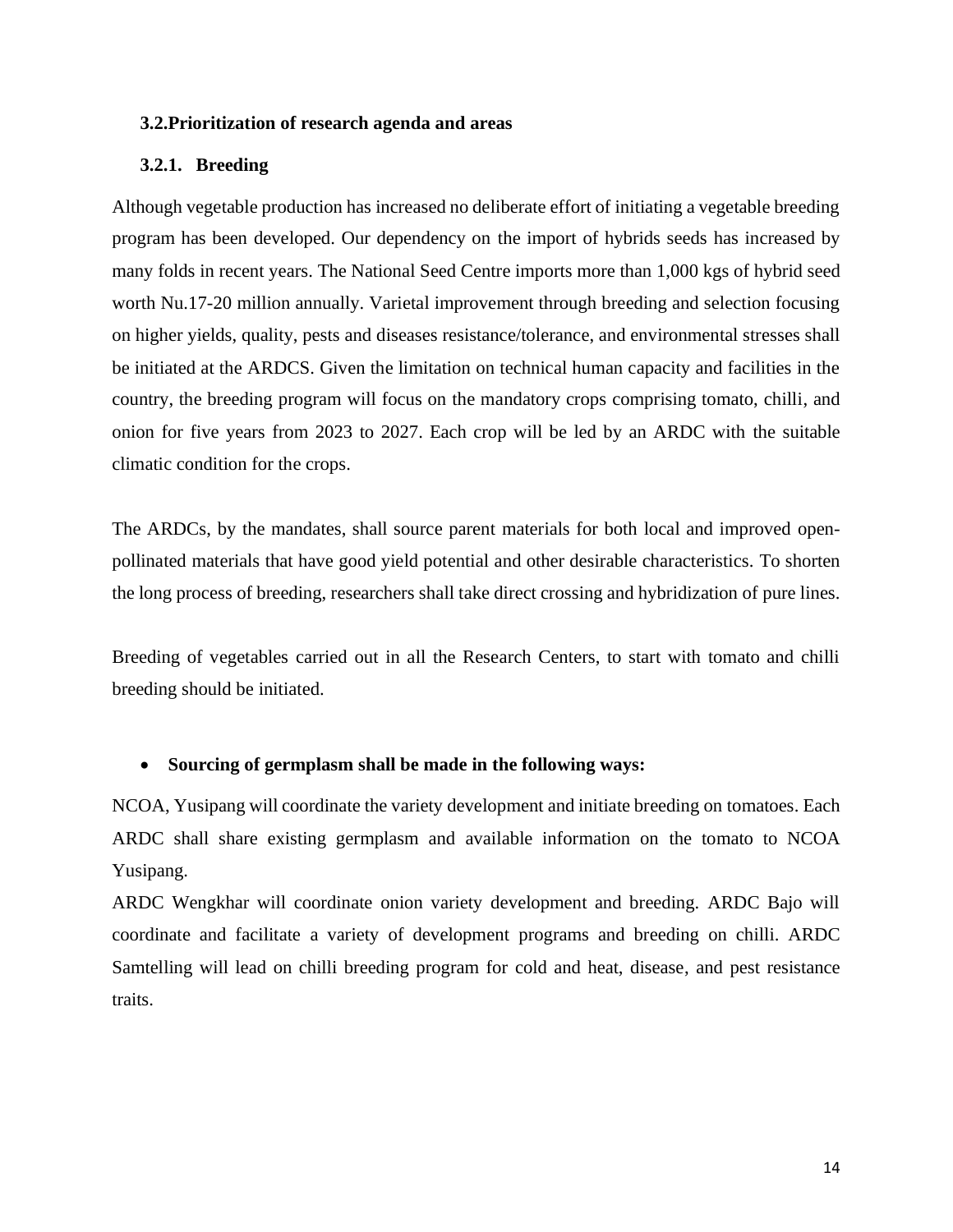### 3.2. Prioritization of research agenda and areas

#### 3.2.1. Breeding

Although vegetable production has increased no deliberate effort of initiating a vegetable breeding program has been developed. Our dependency on the import of hybrids seeds has increased by many folds in recent years. The National Seed Centre imports more than 1,000 kgs of hybrid seed worth Nu.17-20 million annually. Varietal improvement through breeding and selection focusing on higher yields, quality, pests and diseases resistance/tolerance, and environmental stresses shall be initiated at the ARDCS. Given the limitation on technical human capacity and facilities in the country, the breeding program will focus on the mandatory crops comprising tomato, chilli, and onion for five years from 2023 to 2027. Each crop will be led by an ARDC with the suitable climatic condition for the crops.

The ARDCs, by the mandates, shall source parent materials for both local and improved open-pollinated materials that have good yield potential and other desirable characteristics. To shorten the long process of breeding, researchers shall take direct crossing and hybridization of pure lines.

Breeding of vegetables carried out in all the Research Centers, to start with tomato and chilli breeding should be initiated.

- **Sourcing of germplasm shall be made in the following ways:**

NCOA, Yusipang will coordinate the variety development and initiate breeding on tomatoes. Each ARDC shall share existing germplasm and available information on the tomato to NCOA Yusipang.
ARDC Wengkhar will coordinate onion variety development and breeding. ARDC Bajo will coordinate and facilitate a variety of development programs and breeding on chilli. ARDC Samtelling will lead on chilli breeding program for cold and heat, disease, and pest resistance traits.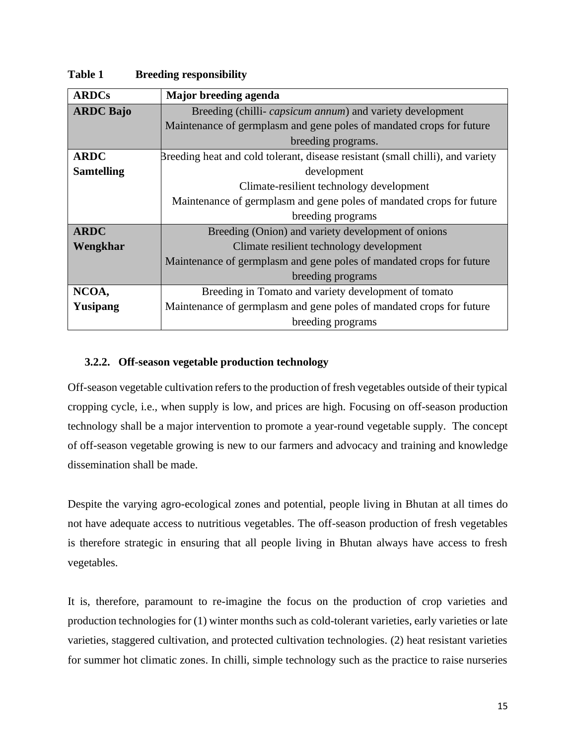**Table 1 Breeding responsibility**

| ARDCs | Major breeding agenda |
|---|---|
| **ARDC Bajo** | Breeding (chilli- *capsicum annum*) and variety development<br>Maintenance of germplasm and gene poles of mandated crops for future breeding programs. |
| **ARDC Samtelling** | Breeding heat and cold tolerant, disease resistant (small chilli), and variety development<br>Climate-resilient technology development<br>Maintenance of germplasm and gene poles of mandated crops for future breeding programs |
| **ARDC Wengkhar** | Breeding (Onion) and variety development of onions<br>Climate resilient technology development<br>Maintenance of germplasm and gene poles of mandated crops for future breeding programs |
| **NCOA, Yusipang** | Breeding in Tomato and variety development of tomato<br>Maintenance of germplasm and gene poles of mandated crops for future breeding programs |

### 3.2.2. Off-season vegetable production technology

Off-season vegetable cultivation refers to the production of fresh vegetables outside of their typical cropping cycle, i.e., when supply is low, and prices are high. Focusing on off-season production technology shall be a major intervention to promote a year-round vegetable supply. The concept of off-season vegetable growing is new to our farmers and advocacy and training and knowledge dissemination shall be made.

Despite the varying agro-ecological zones and potential, people living in Bhutan at all times do not have adequate access to nutritious vegetables. The off-season production of fresh vegetables is therefore strategic in ensuring that all people living in Bhutan always have access to fresh vegetables.

It is, therefore, paramount to re-imagine the focus on the production of crop varieties and production technologies for (1) winter months such as cold-tolerant varieties, early varieties or late varieties, staggered cultivation, and protected cultivation technologies. (2) heat resistant varieties for summer hot climatic zones. In chilli, simple technology such as the practice to raise nurseries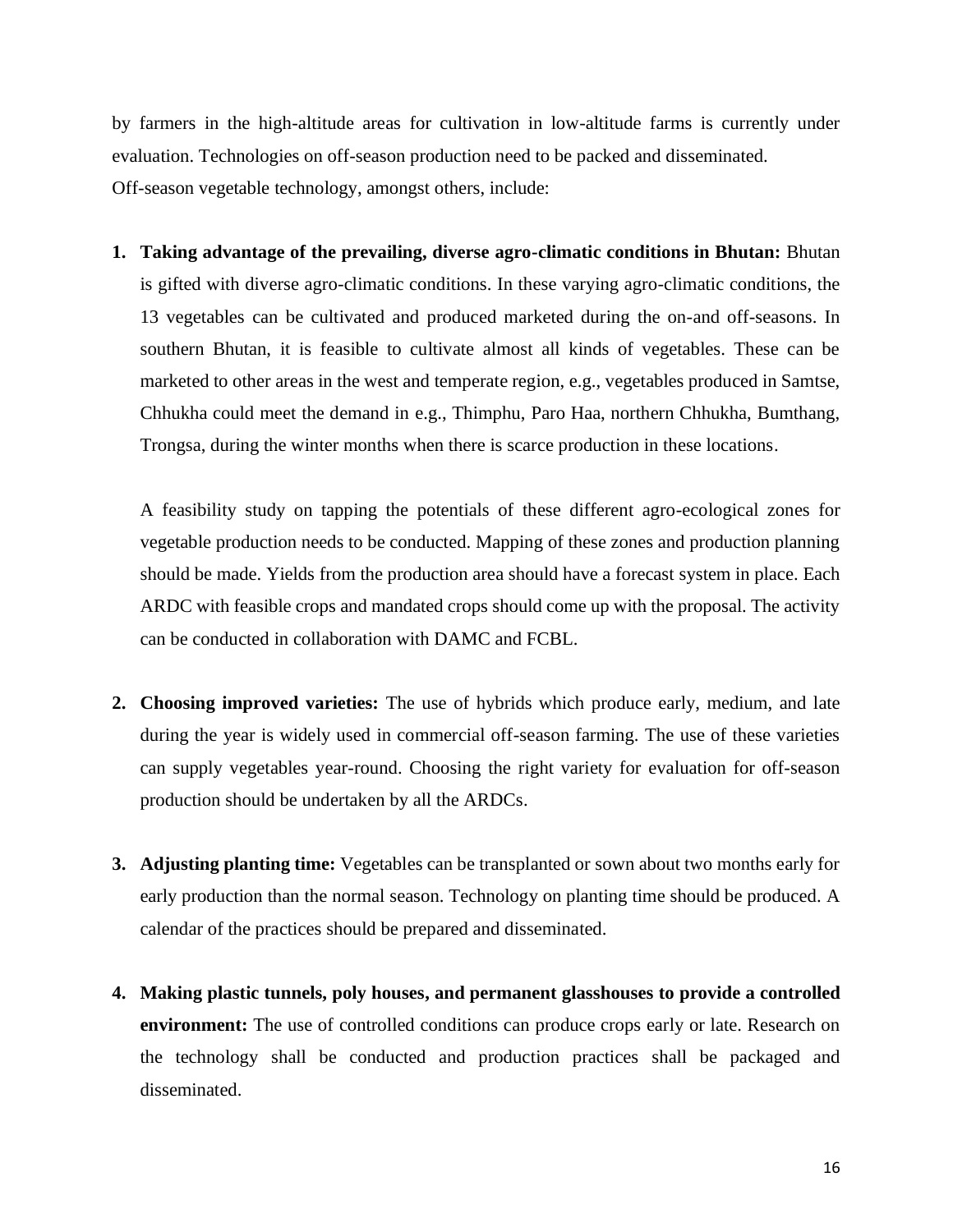by farmers in the high-altitude areas for cultivation in low-altitude farms is currently under evaluation. Technologies on off-season production need to be packed and disseminated.
Off-season vegetable technology, amongst others, include:

1. **Taking advantage of the prevailing, diverse agro-climatic conditions in Bhutan:** Bhutan is gifted with diverse agro-climatic conditions. In these varying agro-climatic conditions, the 13 vegetables can be cultivated and produced marketed during the on-and off-seasons. In southern Bhutan, it is feasible to cultivate almost all kinds of vegetables. These can be marketed to other areas in the west and temperate region, e.g., vegetables produced in Samtse, Chhukha could meet the demand in e.g., Thimphu, Paro Haa, northern Chhukha, Bumthang, Trongsa, during the winter months when there is scarce production in these locations.

   A feasibility study on tapping the potentials of these different agro-ecological zones for vegetable production needs to be conducted. Mapping of these zones and production planning should be made. Yields from the production area should have a forecast system in place. Each ARDC with feasible crops and mandated crops should come up with the proposal. The activity can be conducted in collaboration with DAMC and FCBL.

2. **Choosing improved varieties:** The use of hybrids which produce early, medium, and late during the year is widely used in commercial off-season farming. The use of these varieties can supply vegetables year-round. Choosing the right variety for evaluation for off-season production should be undertaken by all the ARDCs.

3. **Adjusting planting time:** Vegetables can be transplanted or sown about two months early for early production than the normal season. Technology on planting time should be produced. A calendar of the practices should be prepared and disseminated.

4. **Making plastic tunnels, poly houses, and permanent glasshouses to provide a controlled environment:** The use of controlled conditions can produce crops early or late. Research on the technology shall be conducted and production practices shall be packaged and disseminated.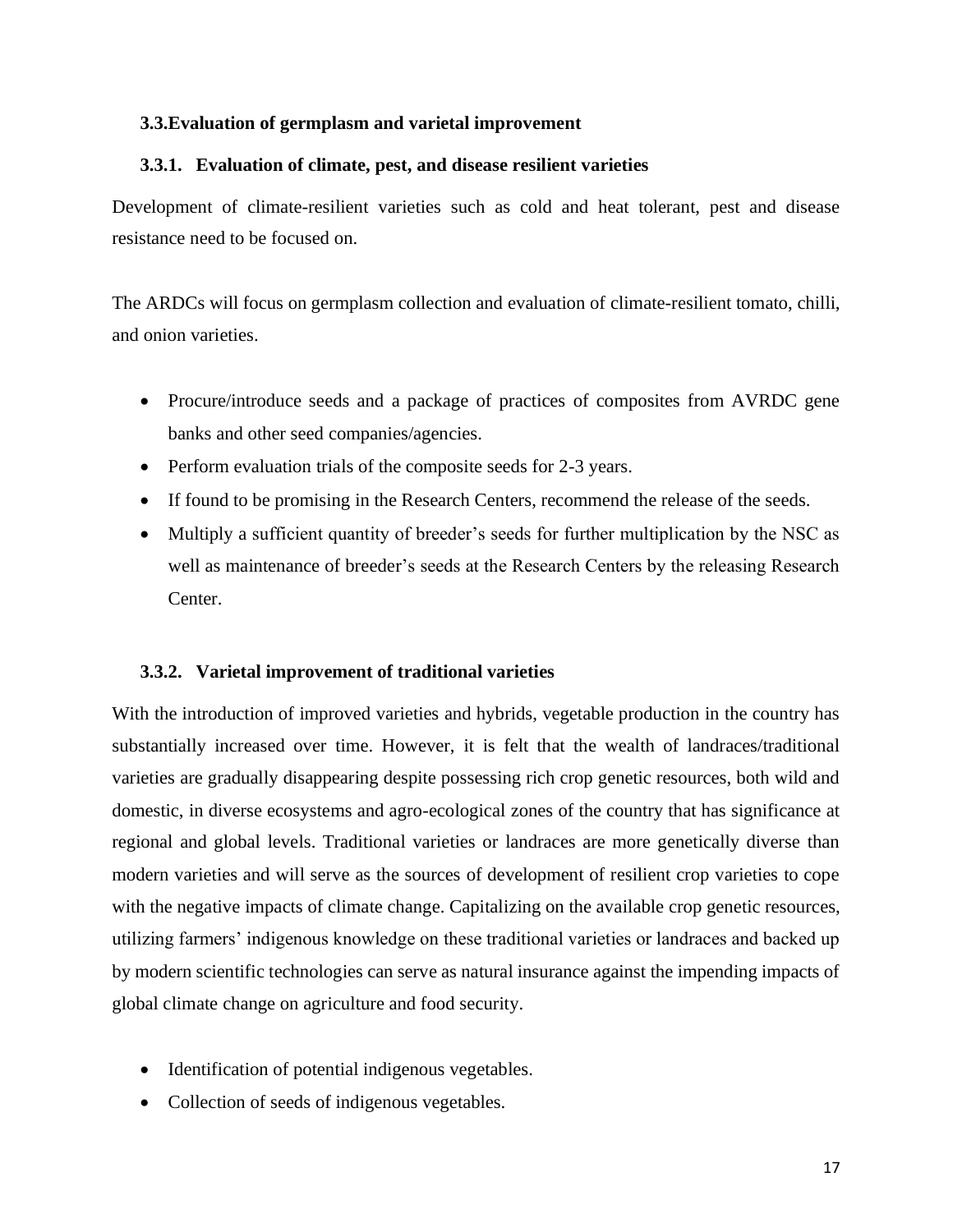### 3.3. Evaluation of germplasm and varietal improvement

#### 3.3.1. Evaluation of climate, pest, and disease resilient varieties

Development of climate-resilient varieties such as cold and heat tolerant, pest and disease resistance need to be focused on.

The ARDCs will focus on germplasm collection and evaluation of climate-resilient tomato, chilli, and onion varieties.

- Procure/introduce seeds and a package of practices of composites from AVRDC gene banks and other seed companies/agencies.
- Perform evaluation trials of the composite seeds for 2-3 years.
- If found to be promising in the Research Centers, recommend the release of the seeds.
- Multiply a sufficient quantity of breeder's seeds for further multiplication by the NSC as well as maintenance of breeder's seeds at the Research Centers by the releasing Research Center.

#### 3.3.2. Varietal improvement of traditional varieties

With the introduction of improved varieties and hybrids, vegetable production in the country has substantially increased over time. However, it is felt that the wealth of landraces/traditional varieties are gradually disappearing despite possessing rich crop genetic resources, both wild and domestic, in diverse ecosystems and agro-ecological zones of the country that has significance at regional and global levels. Traditional varieties or landraces are more genetically diverse than modern varieties and will serve as the sources of development of resilient crop varieties to cope with the negative impacts of climate change. Capitalizing on the available crop genetic resources, utilizing farmers' indigenous knowledge on these traditional varieties or landraces and backed up by modern scientific technologies can serve as natural insurance against the impending impacts of global climate change on agriculture and food security.

- Identification of potential indigenous vegetables.
- Collection of seeds of indigenous vegetables.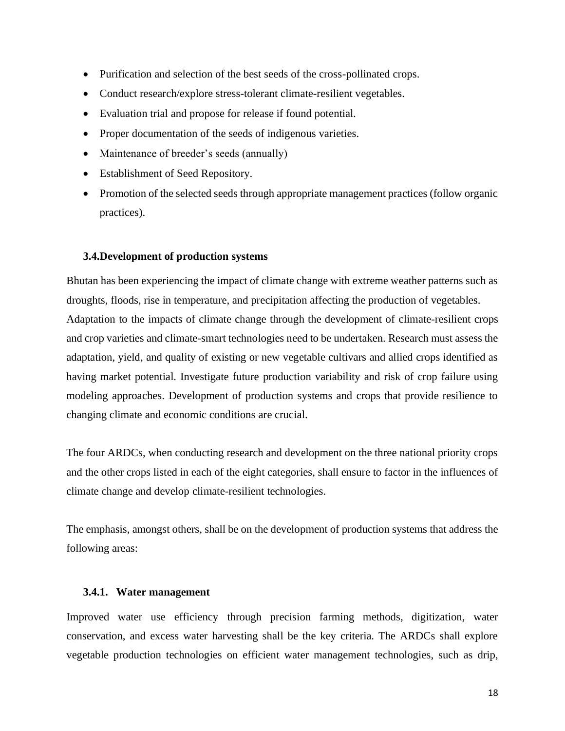- Purification and selection of the best seeds of the cross-pollinated crops.
- Conduct research/explore stress-tolerant climate-resilient vegetables.
- Evaluation trial and propose for release if found potential.
- Proper documentation of the seeds of indigenous varieties.
- Maintenance of breeder's seeds (annually)
- Establishment of Seed Repository.
- Promotion of the selected seeds through appropriate management practices (follow organic practices).

### 3.4.Development of production systems

Bhutan has been experiencing the impact of climate change with extreme weather patterns such as droughts, floods, rise in temperature, and precipitation affecting the production of vegetables. Adaptation to the impacts of climate change through the development of climate-resilient crops and crop varieties and climate-smart technologies need to be undertaken. Research must assess the adaptation, yield, and quality of existing or new vegetable cultivars and allied crops identified as having market potential. Investigate future production variability and risk of crop failure using modeling approaches. Development of production systems and crops that provide resilience to changing climate and economic conditions are crucial.

The four ARDCs, when conducting research and development on the three national priority crops and the other crops listed in each of the eight categories, shall ensure to factor in the influences of climate change and develop climate-resilient technologies.

The emphasis, amongst others, shall be on the development of production systems that address the following areas:

#### 3.4.1. Water management

Improved water use efficiency through precision farming methods, digitization, water conservation, and excess water harvesting shall be the key criteria. The ARDCs shall explore vegetable production technologies on efficient water management technologies, such as drip,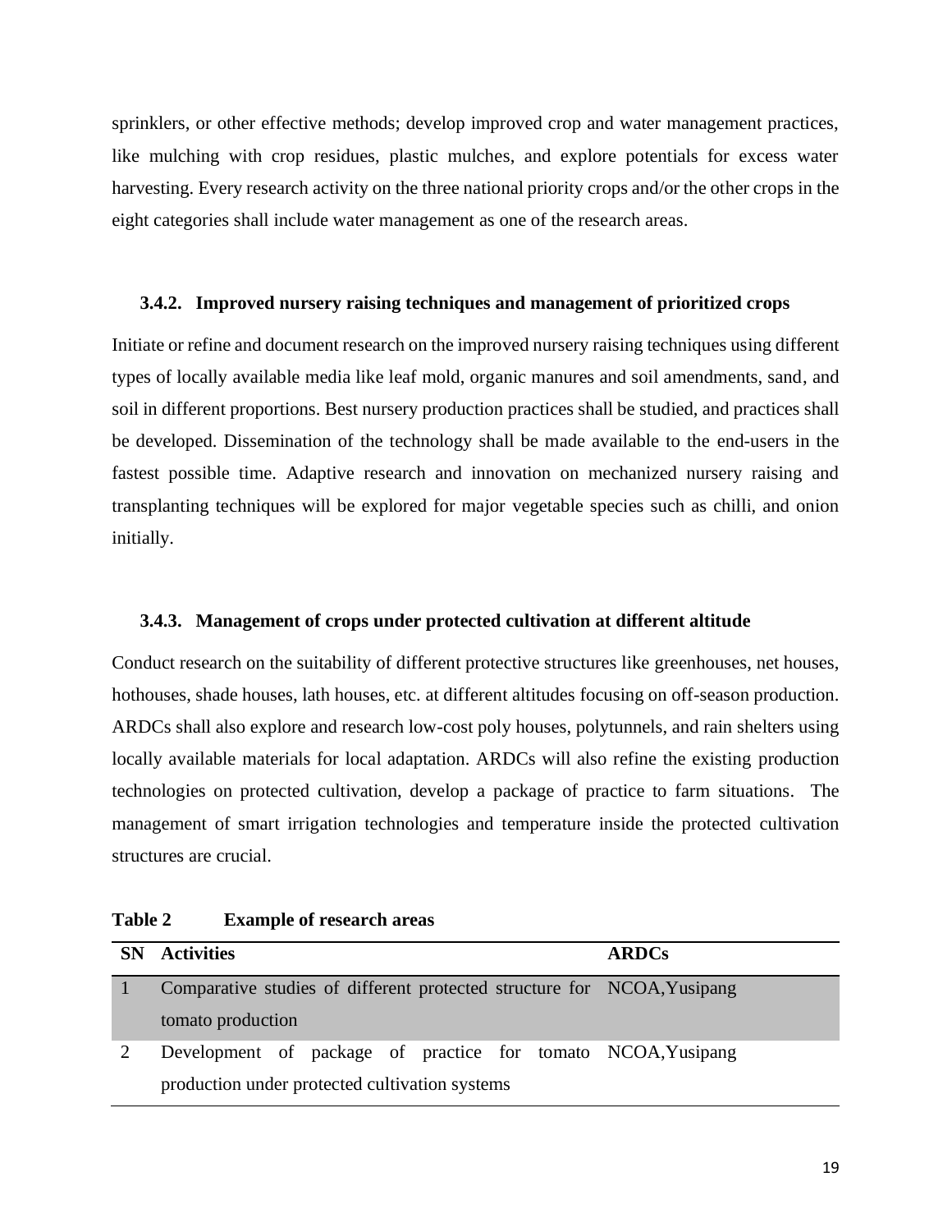sprinklers, or other effective methods; develop improved crop and water management practices, like mulching with crop residues, plastic mulches, and explore potentials for excess water harvesting. Every research activity on the three national priority crops and/or the other crops in the eight categories shall include water management as one of the research areas.

### 3.4.2. Improved nursery raising techniques and management of prioritized crops

Initiate or refine and document research on the improved nursery raising techniques using different types of locally available media like leaf mold, organic manures and soil amendments, sand, and soil in different proportions. Best nursery production practices shall be studied, and practices shall be developed. Dissemination of the technology shall be made available to the end-users in the fastest possible time. Adaptive research and innovation on mechanized nursery raising and transplanting techniques will be explored for major vegetable species such as chilli, and onion initially.

### 3.4.3. Management of crops under protected cultivation at different altitude

Conduct research on the suitability of different protective structures like greenhouses, net houses, hothouses, shade houses, lath houses, etc. at different altitudes focusing on off-season production. ARDCs shall also explore and research low-cost poly houses, polytunnels, and rain shelters using locally available materials for local adaptation. ARDCs will also refine the existing production technologies on protected cultivation, develop a package of practice to farm situations. The management of smart irrigation technologies and temperature inside the protected cultivation structures are crucial.

**Table 2 Example of research areas**

| SN | Activities | ARDCs |
|---|---|---|
| 1 | Comparative studies of different protected structure for tomato production | NCOA,Yusipang |
| 2 | Development of package of practice for tomato production under protected cultivation systems | NCOA,Yusipang |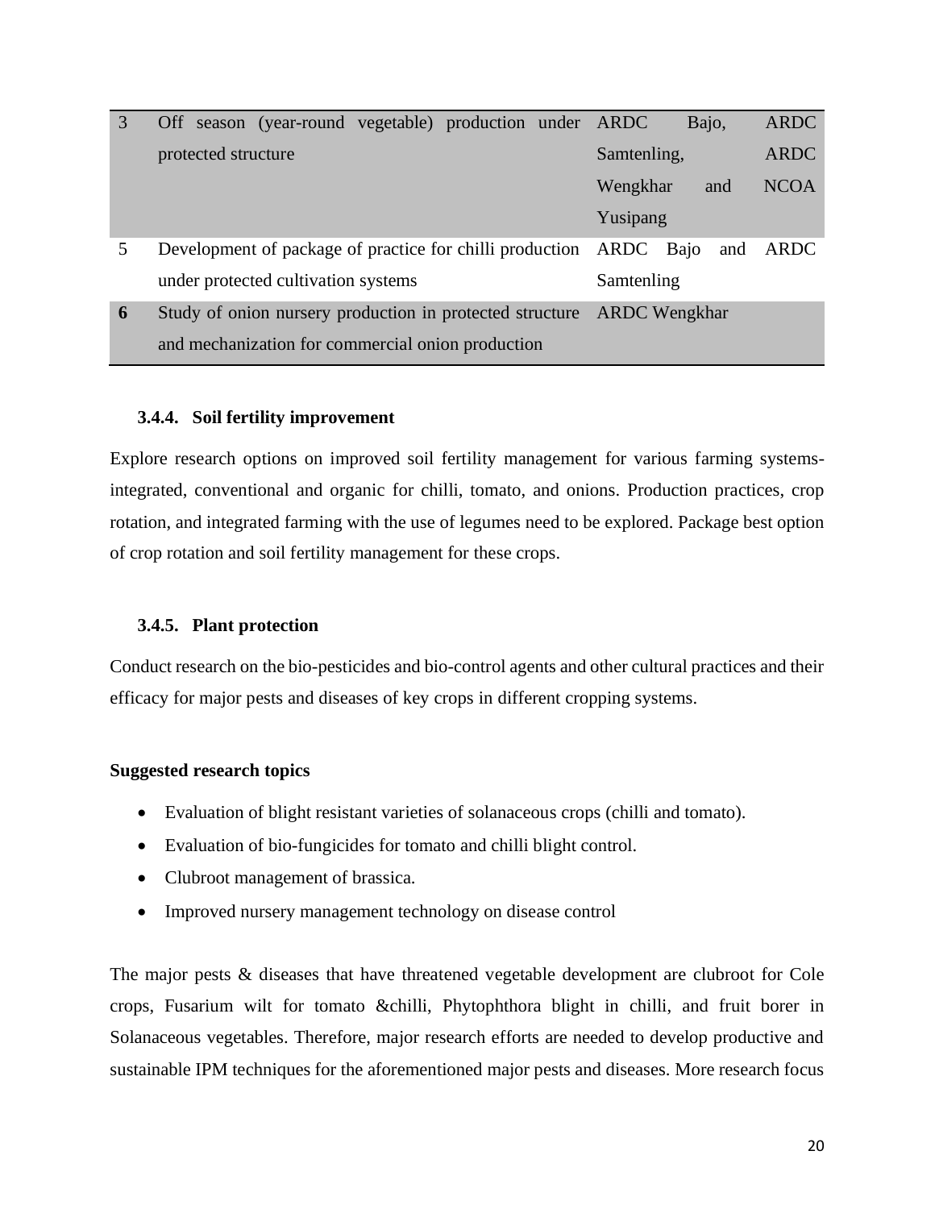| | | |
|---|---|---|
| 3 | Off season (year-round vegetable) production under protected structure | ARDC Bajo, ARDC Samtenling, ARDC Wengkhar and NCOA Yusipang |
| 5 | Development of package of practice for chilli production under protected cultivation systems | ARDC Bajo and ARDC Samtenling |
| **6** | Study of onion nursery production in protected structure and mechanization for commercial onion production | ARDC Wengkhar |

### 3.4.4. Soil fertility improvement

Explore research options on improved soil fertility management for various farming systems- integrated, conventional and organic for chilli, tomato, and onions. Production practices, crop rotation, and integrated farming with the use of legumes need to be explored. Package best option of crop rotation and soil fertility management for these crops.

### 3.4.5. Plant protection

Conduct research on the bio-pesticides and bio-control agents and other cultural practices and their efficacy for major pests and diseases of key crops in different cropping systems.

**Suggested research topics**

- Evaluation of blight resistant varieties of solanaceous crops (chilli and tomato).
- Evaluation of bio-fungicides for tomato and chilli blight control.
- Clubroot management of brassica.
- Improved nursery management technology on disease control

The major pests & diseases that have threatened vegetable development are clubroot for Cole crops, Fusarium wilt for tomato &chilli, Phytophthora blight in chilli, and fruit borer in Solanaceous vegetables. Therefore, major research efforts are needed to develop productive and sustainable IPM techniques for the aforementioned major pests and diseases. More research focus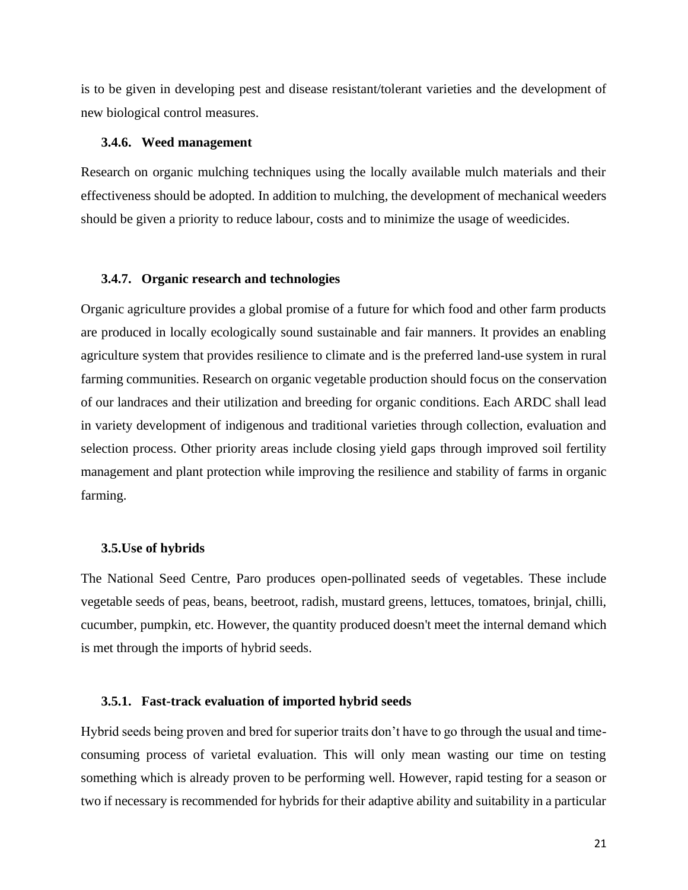is to be given in developing pest and disease resistant/tolerant varieties and the development of new biological control measures.

### 3.4.6. Weed management

Research on organic mulching techniques using the locally available mulch materials and their effectiveness should be adopted. In addition to mulching, the development of mechanical weeders should be given a priority to reduce labour, costs and to minimize the usage of weedicides.

### 3.4.7. Organic research and technologies

Organic agriculture provides a global promise of a future for which food and other farm products are produced in locally ecologically sound sustainable and fair manners. It provides an enabling agriculture system that provides resilience to climate and is the preferred land-use system in rural farming communities. Research on organic vegetable production should focus on the conservation of our landraces and their utilization and breeding for organic conditions. Each ARDC shall lead in variety development of indigenous and traditional varieties through collection, evaluation and selection process. Other priority areas include closing yield gaps through improved soil fertility management and plant protection while improving the resilience and stability of farms in organic farming.

## 3.5. Use of hybrids

The National Seed Centre, Paro produces open-pollinated seeds of vegetables. These include vegetable seeds of peas, beans, beetroot, radish, mustard greens, lettuces, tomatoes, brinjal, chilli, cucumber, pumpkin, etc. However, the quantity produced doesn't meet the internal demand which is met through the imports of hybrid seeds.

### 3.5.1. Fast-track evaluation of imported hybrid seeds

Hybrid seeds being proven and bred for superior traits don't have to go through the usual and time-consuming process of varietal evaluation. This will only mean wasting our time on testing something which is already proven to be performing well. However, rapid testing for a season or two if necessary is recommended for hybrids for their adaptive ability and suitability in a particular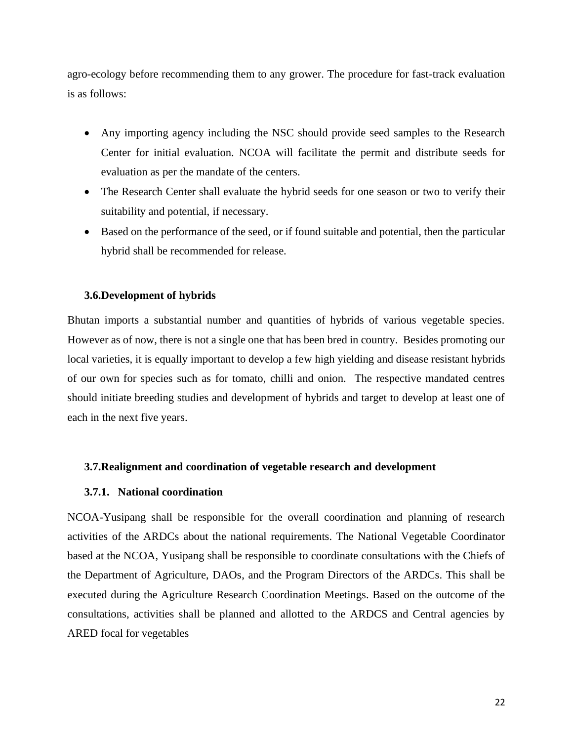agro-ecology before recommending them to any grower. The procedure for fast-track evaluation is as follows:

- Any importing agency including the NSC should provide seed samples to the Research Center for initial evaluation. NCOA will facilitate the permit and distribute seeds for evaluation as per the mandate of the centers.
- The Research Center shall evaluate the hybrid seeds for one season or two to verify their suitability and potential, if necessary.
- Based on the performance of the seed, or if found suitable and potential, then the particular hybrid shall be recommended for release.

### 3.6. Development of hybrids

Bhutan imports a substantial number and quantities of hybrids of various vegetable species. However as of now, there is not a single one that has been bred in country. Besides promoting our local varieties, it is equally important to develop a few high yielding and disease resistant hybrids of our own for species such as for tomato, chilli and onion. The respective mandated centres should initiate breeding studies and development of hybrids and target to develop at least one of each in the next five years.

### 3.7. Realignment and coordination of vegetable research and development

#### 3.7.1. National coordination

NCOA-Yusipang shall be responsible for the overall coordination and planning of research activities of the ARDCs about the national requirements. The National Vegetable Coordinator based at the NCOA, Yusipang shall be responsible to coordinate consultations with the Chiefs of the Department of Agriculture, DAOs, and the Program Directors of the ARDCs. This shall be executed during the Agriculture Research Coordination Meetings. Based on the outcome of the consultations, activities shall be planned and allotted to the ARDCS and Central agencies by ARED focal for vegetables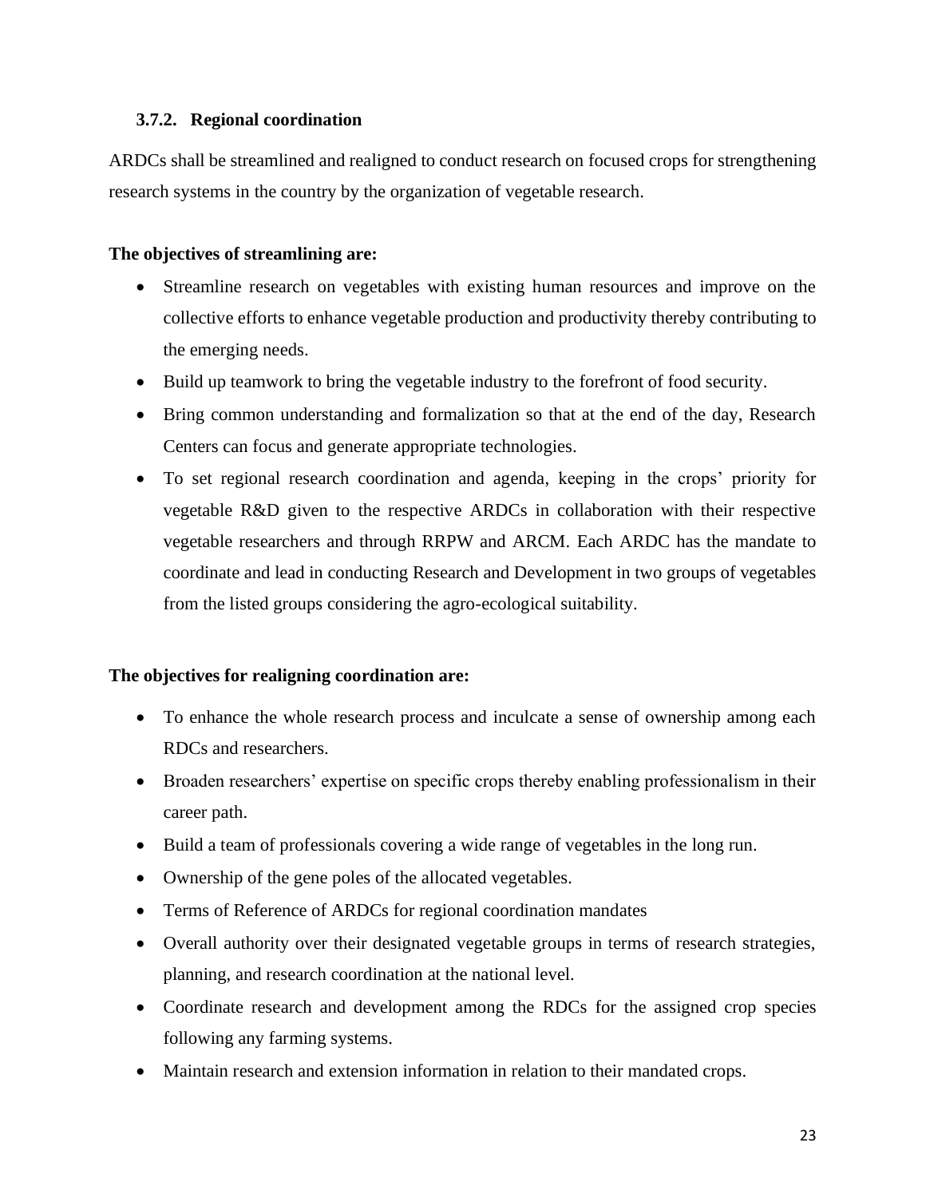### 3.7.2. Regional coordination

ARDCs shall be streamlined and realigned to conduct research on focused crops for strengthening research systems in the country by the organization of vegetable research.

**The objectives of streamlining are:**

- Streamline research on vegetables with existing human resources and improve on the collective efforts to enhance vegetable production and productivity thereby contributing to the emerging needs.
- Build up teamwork to bring the vegetable industry to the forefront of food security.
- Bring common understanding and formalization so that at the end of the day, Research Centers can focus and generate appropriate technologies.
- To set regional research coordination and agenda, keeping in the crops' priority for vegetable R&D given to the respective ARDCs in collaboration with their respective vegetable researchers and through RRPW and ARCM. Each ARDC has the mandate to coordinate and lead in conducting Research and Development in two groups of vegetables from the listed groups considering the agro-ecological suitability.

**The objectives for realigning coordination are:**

- To enhance the whole research process and inculcate a sense of ownership among each RDCs and researchers.
- Broaden researchers' expertise on specific crops thereby enabling professionalism in their career path.
- Build a team of professionals covering a wide range of vegetables in the long run.
- Ownership of the gene poles of the allocated vegetables.
- Terms of Reference of ARDCs for regional coordination mandates
- Overall authority over their designated vegetable groups in terms of research strategies, planning, and research coordination at the national level.
- Coordinate research and development among the RDCs for the assigned crop species following any farming systems.
- Maintain research and extension information in relation to their mandated crops.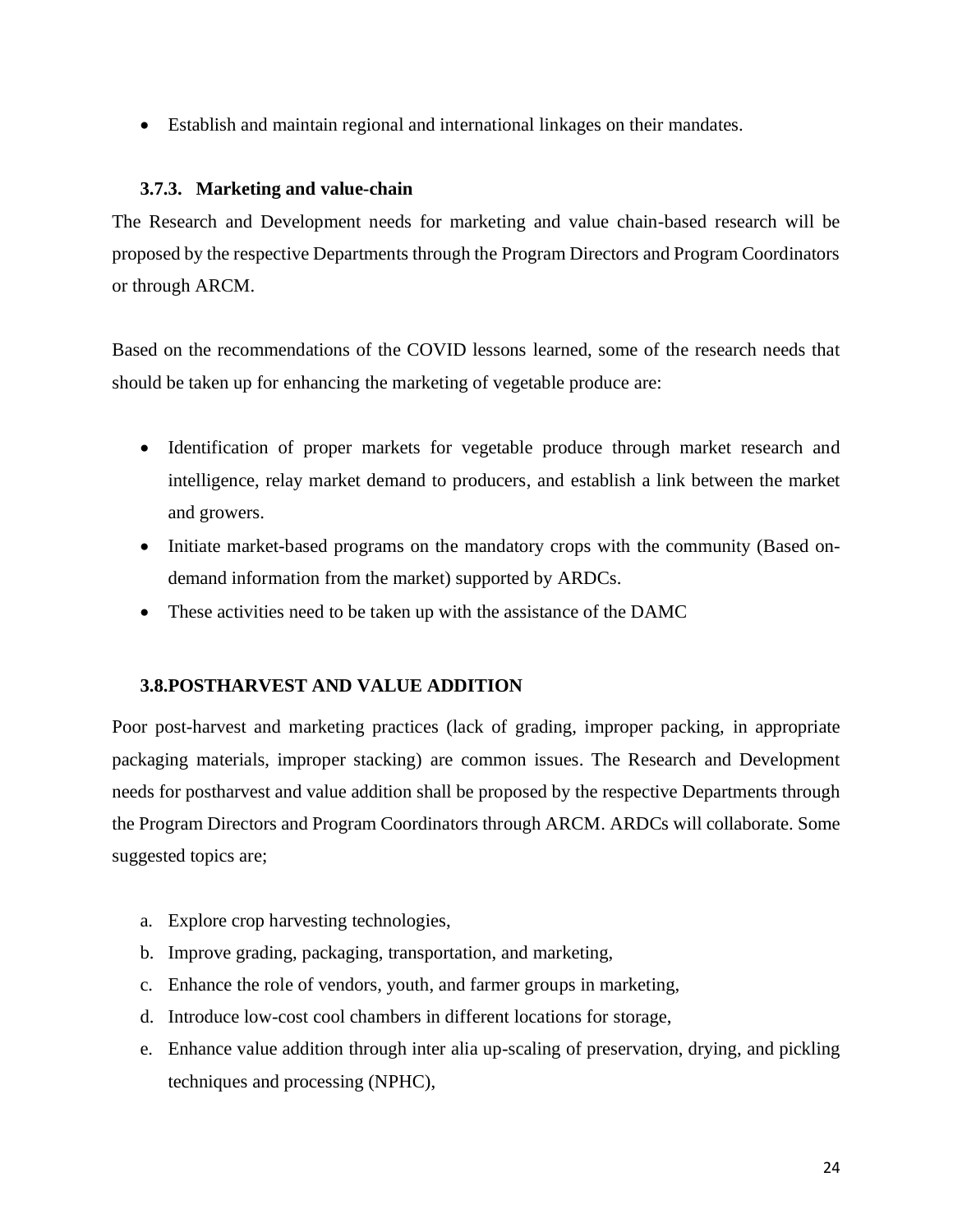- Establish and maintain regional and international linkages on their mandates.

### 3.7.3. Marketing and value-chain

The Research and Development needs for marketing and value chain-based research will be proposed by the respective Departments through the Program Directors and Program Coordinators or through ARCM.

Based on the recommendations of the COVID lessons learned, some of the research needs that should be taken up for enhancing the marketing of vegetable produce are:

- Identification of proper markets for vegetable produce through market research and intelligence, relay market demand to producers, and establish a link between the market and growers.
- Initiate market-based programs on the mandatory crops with the community (Based on-demand information from the market) supported by ARDCs.
- These activities need to be taken up with the assistance of the DAMC

## 3.8.POSTHARVEST AND VALUE ADDITION

Poor post-harvest and marketing practices (lack of grading, improper packing, in appropriate packaging materials, improper stacking) are common issues. The Research and Development needs for postharvest and value addition shall be proposed by the respective Departments through the Program Directors and Program Coordinators through ARCM. ARDCs will collaborate. Some suggested topics are;

a. Explore crop harvesting technologies,
b. Improve grading, packaging, transportation, and marketing,
c. Enhance the role of vendors, youth, and farmer groups in marketing,
d. Introduce low-cost cool chambers in different locations for storage,
e. Enhance value addition through inter alia up-scaling of preservation, drying, and pickling techniques and processing (NPHC),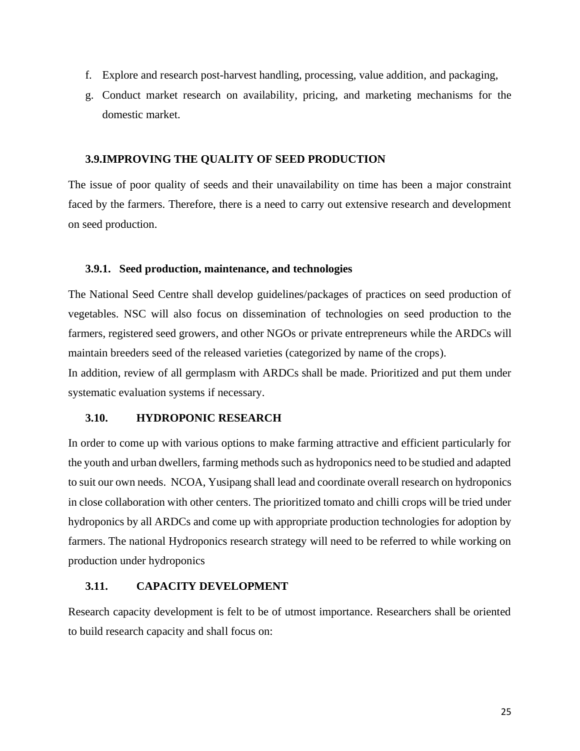f. Explore and research post-harvest handling, processing, value addition, and packaging,
g. Conduct market research on availability, pricing, and marketing mechanisms for the domestic market.

### 3.9.IMPROVING THE QUALITY OF SEED PRODUCTION

The issue of poor quality of seeds and their unavailability on time has been a major constraint faced by the farmers. Therefore, there is a need to carry out extensive research and development on seed production.

#### 3.9.1. Seed production, maintenance, and technologies

The National Seed Centre shall develop guidelines/packages of practices on seed production of vegetables. NSC will also focus on dissemination of technologies on seed production to the farmers, registered seed growers, and other NGOs or private entrepreneurs while the ARDCs will maintain breeders seed of the released varieties (categorized by name of the crops).
In addition, review of all germplasm with ARDCs shall be made. Prioritized and put them under systematic evaluation systems if necessary.

### 3.10. HYDROPONIC RESEARCH

In order to come up with various options to make farming attractive and efficient particularly for the youth and urban dwellers, farming methods such as hydroponics need to be studied and adapted to suit our own needs. NCOA, Yusipang shall lead and coordinate overall research on hydroponics in close collaboration with other centers. The prioritized tomato and chilli crops will be tried under hydroponics by all ARDCs and come up with appropriate production technologies for adoption by farmers. The national Hydroponics research strategy will need to be referred to while working on production under hydroponics

### 3.11. CAPACITY DEVELOPMENT

Research capacity development is felt to be of utmost importance. Researchers shall be oriented to build research capacity and shall focus on: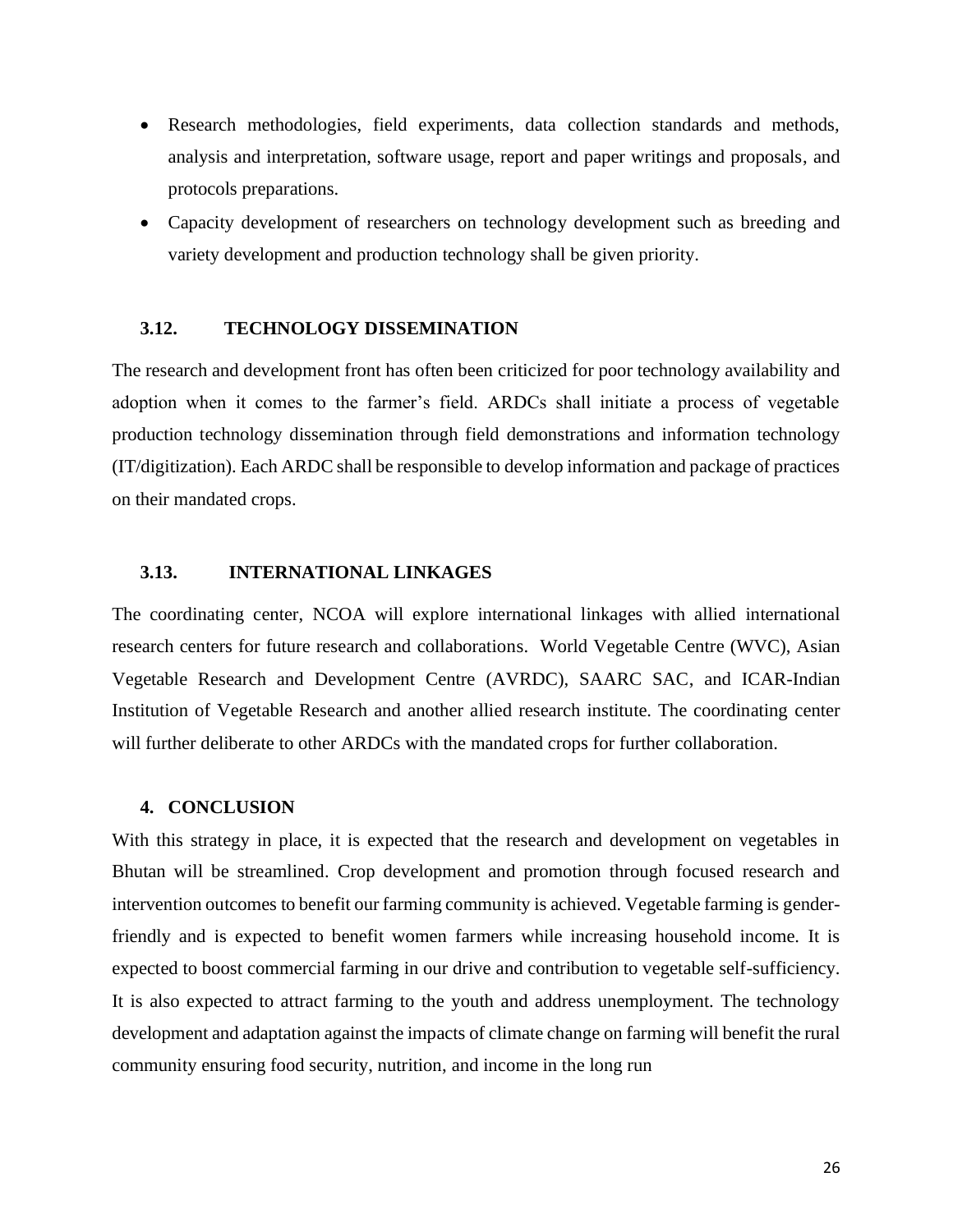- Research methodologies, field experiments, data collection standards and methods, analysis and interpretation, software usage, report and paper writings and proposals, and protocols preparations.
- Capacity development of researchers on technology development such as breeding and variety development and production technology shall be given priority.

### 3.12. TECHNOLOGY DISSEMINATION

The research and development front has often been criticized for poor technology availability and adoption when it comes to the farmer's field. ARDCs shall initiate a process of vegetable production technology dissemination through field demonstrations and information technology (IT/digitization). Each ARDC shall be responsible to develop information and package of practices on their mandated crops.

### 3.13. INTERNATIONAL LINKAGES

The coordinating center, NCOA will explore international linkages with allied international research centers for future research and collaborations. World Vegetable Centre (WVC), Asian Vegetable Research and Development Centre (AVRDC), SAARC SAC, and ICAR-Indian Institution of Vegetable Research and another allied research institute. The coordinating center will further deliberate to other ARDCs with the mandated crops for further collaboration.

## 4. CONCLUSION

With this strategy in place, it is expected that the research and development on vegetables in Bhutan will be streamlined. Crop development and promotion through focused research and intervention outcomes to benefit our farming community is achieved. Vegetable farming is gender-friendly and is expected to benefit women farmers while increasing household income. It is expected to boost commercial farming in our drive and contribution to vegetable self-sufficiency. It is also expected to attract farming to the youth and address unemployment. The technology development and adaptation against the impacts of climate change on farming will benefit the rural community ensuring food security, nutrition, and income in the long run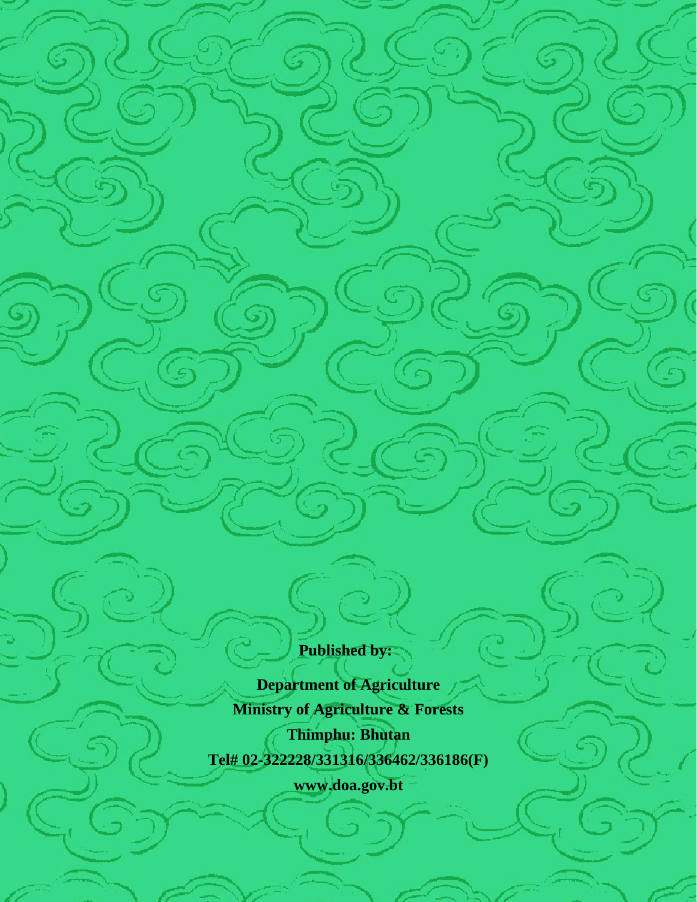**Published by:**

**Department of Agriculture**

**Ministry of Agriculture & Forests**

**Thimphu: Bhutan**

**Tel# 02-322228/331316/336462/336186(F)**

**www.doa.gov.bt**